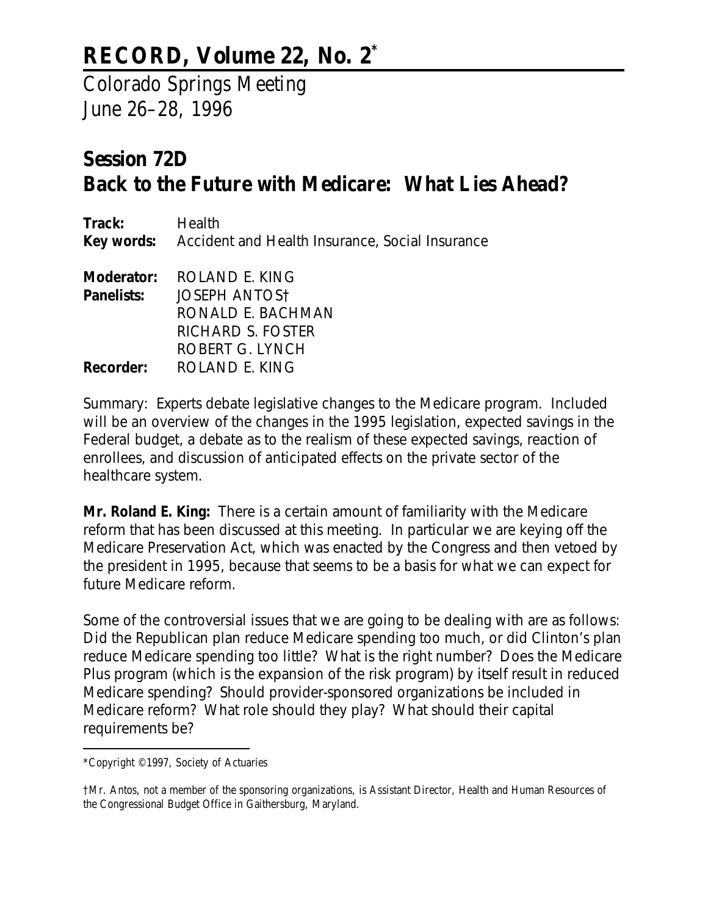# RECORD, Volume 22, No. 2*

Colorado Springs Meeting
June 26–28, 1996

## Session 72D
## Back to the Future with Medicare: What Lies Ahead?

**Track:** Health
**Key words:** Accident and Health Insurance, Social Insurance

**Moderator:** ROLAND E. KING
**Panelists:** JOSEPH ANTOS†
RONALD E. BACHMAN
RICHARD S. FOSTER
ROBERT G. LYNCH
**Recorder:** ROLAND E. KING

Summary: Experts debate legislative changes to the Medicare program. Included will be an overview of the changes in the 1995 legislation, expected savings in the Federal budget, a debate as to the realism of these expected savings, reaction of enrollees, and discussion of anticipated effects on the private sector of the healthcare system.

**Mr. Roland E. King:** There is a certain amount of familiarity with the Medicare reform that has been discussed at this meeting. In particular we are keying off the Medicare Preservation Act, which was enacted by the Congress and then vetoed by the president in 1995, because that seems to be a basis for what we can expect for future Medicare reform.

Some of the controversial issues that we are going to be dealing with are as follows: Did the Republican plan reduce Medicare spending too much, or did Clinton's plan reduce Medicare spending too little? What is the right number? Does the Medicare Plus program (which is the expansion of the risk program) by itself result in reduced Medicare spending? Should provider-sponsored organizations be included in Medicare reform? What role should they play? What should their capital requirements be?

---

*Copyright ©1997, Society of Actuaries

†Mr. Antos, not a member of the sponsoring organizations, is Assistant Director, Health and Human Resources of the Congressional Budget Office in Gaithersburg, Maryland.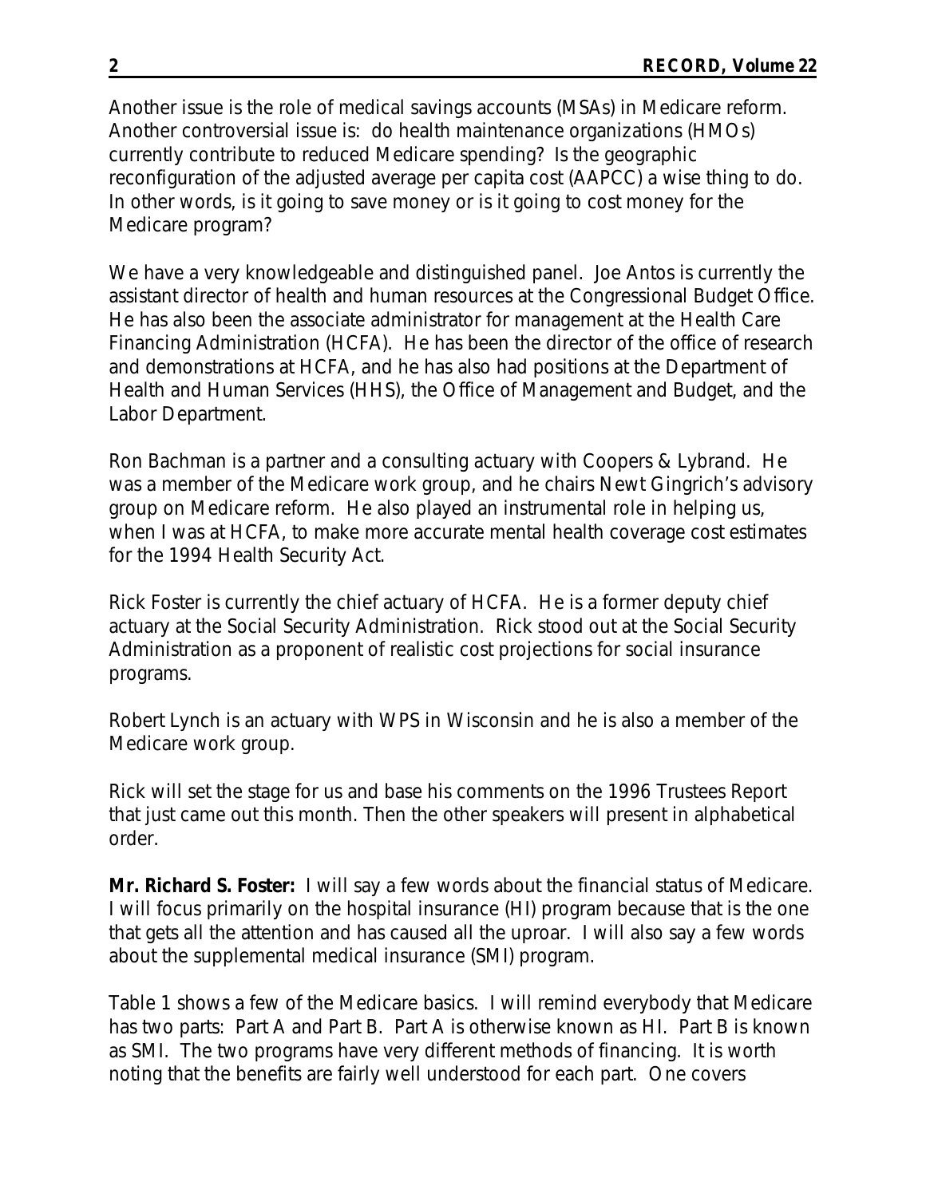Another issue is the role of medical savings accounts (MSAs) in Medicare reform. Another controversial issue is: do health maintenance organizations (HMOs) currently contribute to reduced Medicare spending? Is the geographic reconfiguration of the adjusted average per capita cost (AAPCC) a wise thing to do. In other words, is it going to save money or is it going to cost money for the Medicare program?

We have a very knowledgeable and distinguished panel. Joe Antos is currently the assistant director of health and human resources at the Congressional Budget Office. He has also been the associate administrator for management at the Health Care Financing Administration (HCFA). He has been the director of the office of research and demonstrations at HCFA, and he has also had positions at the Department of Health and Human Services (HHS), the Office of Management and Budget, and the Labor Department.

Ron Bachman is a partner and a consulting actuary with Coopers & Lybrand. He was a member of the Medicare work group, and he chairs Newt Gingrich's advisory group on Medicare reform. He also played an instrumental role in helping us, when I was at HCFA, to make more accurate mental health coverage cost estimates for the 1994 Health Security Act.

Rick Foster is currently the chief actuary of HCFA. He is a former deputy chief actuary at the Social Security Administration. Rick stood out at the Social Security Administration as a proponent of realistic cost projections for social insurance programs.

Robert Lynch is an actuary with WPS in Wisconsin and he is also a member of the Medicare work group.

Rick will set the stage for us and base his comments on the 1996 Trustees Report that just came out this month. Then the other speakers will present in alphabetical order.

**Mr. Richard S. Foster:** I will say a few words about the financial status of Medicare. I will focus primarily on the hospital insurance (HI) program because that is the one that gets all the attention and has caused all the uproar. I will also say a few words about the supplemental medical insurance (SMI) program.

Table 1 shows a few of the Medicare basics. I will remind everybody that Medicare has two parts: Part A and Part B. Part A is otherwise known as HI. Part B is known as SMI. The two programs have very different methods of financing. It is worth noting that the benefits are fairly well understood for each part. One covers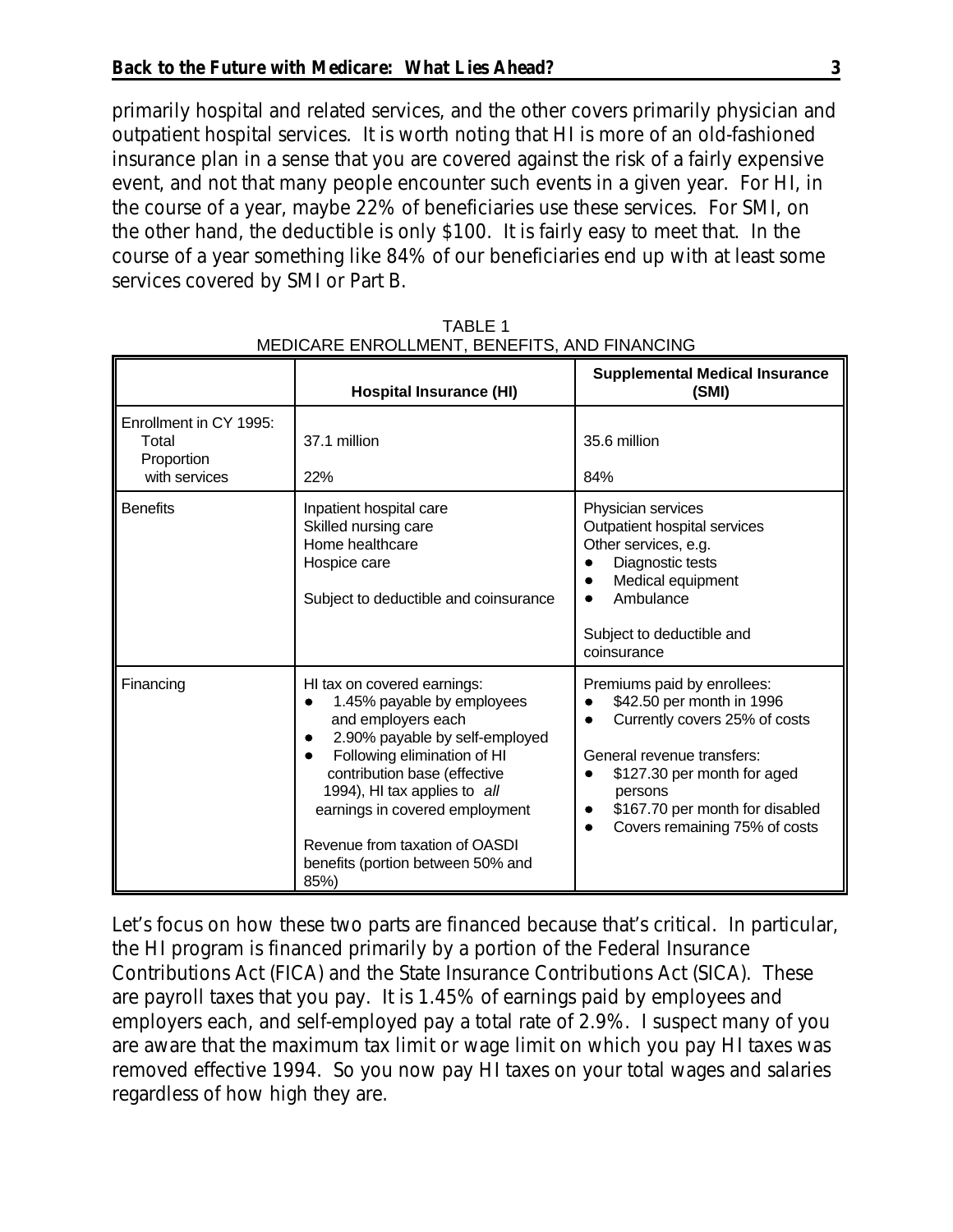primarily hospital and related services, and the other covers primarily physician and outpatient hospital services. It is worth noting that HI is more of an old-fashioned insurance plan in a sense that you are covered against the risk of a fairly expensive event, and not that many people encounter such events in a given year. For HI, in the course of a year, maybe 22% of beneficiaries use these services. For SMI, on the other hand, the deductible is only $100. It is fairly easy to meet that. In the course of a year something like 84% of our beneficiaries end up with at least some services covered by SMI or Part B.

TABLE 1
MEDICARE ENROLLMENT, BENEFITS, AND FINANCING

| | Hospital Insurance (HI) | Supplemental Medical Insurance (SMI) |
|---|---|---|
| Enrollment in CY 1995:<br>Total<br>Proportion with services | <br>37.1 million<br><br>22% | <br>35.6 million<br><br>84% |
| Benefits | Inpatient hospital care<br>Skilled nursing care<br>Home healthcare<br>Hospice care<br><br>Subject to deductible and coinsurance | Physician services<br>Outpatient hospital services<br>Other services, e.g.<br>• Diagnostic tests<br>• Medical equipment<br>• Ambulance<br><br>Subject to deductible and coinsurance |
| Financing | HI tax on covered earnings:<br>• 1.45% payable by employees and employers each<br>• 2.90% payable by self-employed<br>• Following elimination of HI contribution base (effective 1994), HI tax applies to *all* earnings in covered employment<br><br>Revenue from taxation of OASDI benefits (portion between 50% and 85%) | Premiums paid by enrollees:<br>• $42.50 per month in 1996<br>• Currently covers 25% of costs<br><br>General revenue transfers:<br>• $127.30 per month for aged persons<br>• $167.70 per month for disabled<br>• Covers remaining 75% of costs |

Let's focus on how these two parts are financed because that's critical. In particular, the HI program is financed primarily by a portion of the Federal Insurance Contributions Act (FICA) and the State Insurance Contributions Act (SICA). These are payroll taxes that you pay. It is 1.45% of earnings paid by employees and employers each, and self-employed pay a total rate of 2.9%. I suspect many of you are aware that the maximum tax limit or wage limit on which you pay HI taxes was removed effective 1994. So you now pay HI taxes on your total wages and salaries regardless of how high they are.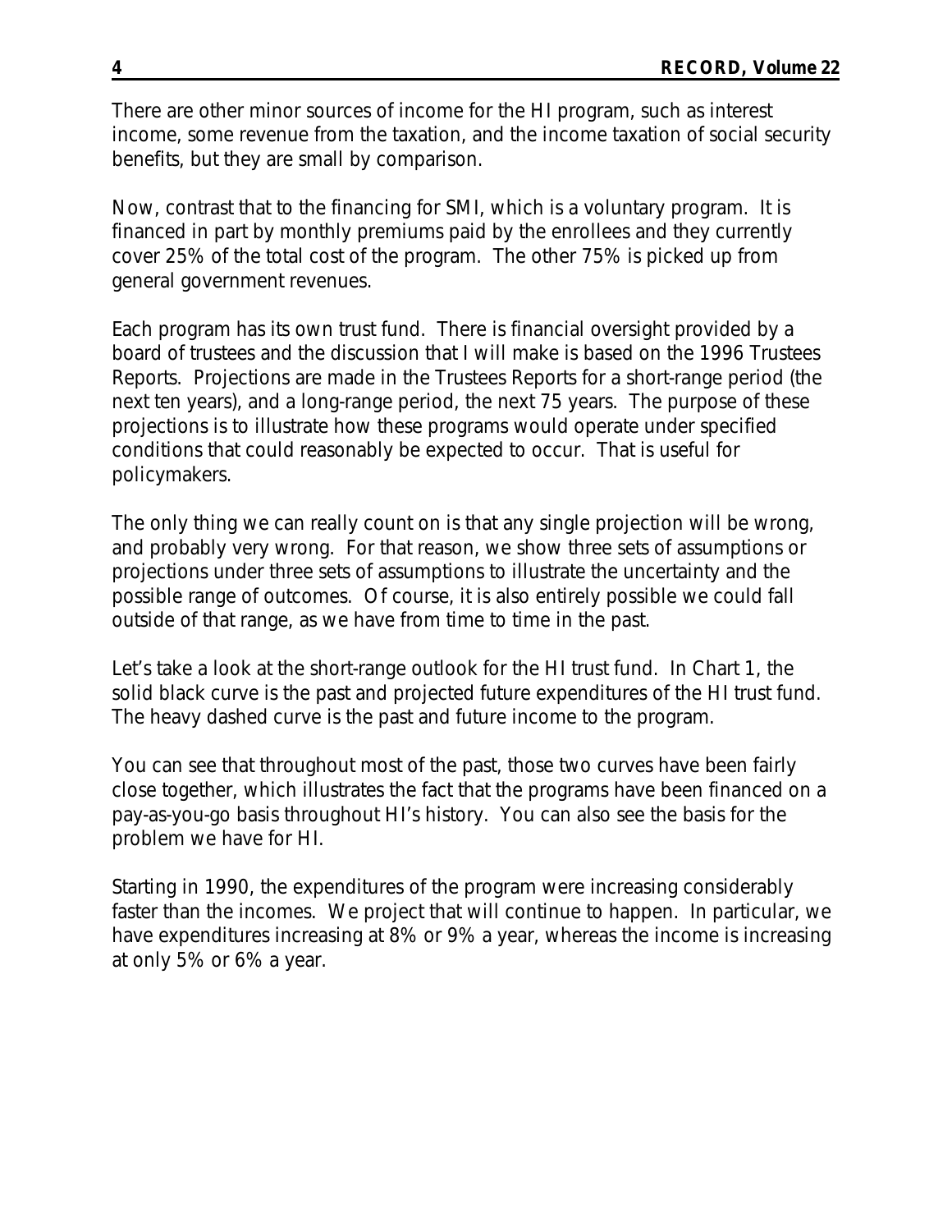There are other minor sources of income for the HI program, such as interest income, some revenue from the taxation, and the income taxation of social security benefits, but they are small by comparison.

Now, contrast that to the financing for SMI, which is a voluntary program. It is financed in part by monthly premiums paid by the enrollees and they currently cover 25% of the total cost of the program. The other 75% is picked up from general government revenues.

Each program has its own trust fund. There is financial oversight provided by a board of trustees and the discussion that I will make is based on the 1996 Trustees Reports. Projections are made in the Trustees Reports for a short-range period (the next ten years), and a long-range period, the next 75 years. The purpose of these projections is to illustrate how these programs would operate under specified conditions that could reasonably be expected to occur. That is useful for policymakers.

The only thing we can really count on is that any single projection will be wrong, and probably very wrong. For that reason, we show three sets of assumptions or projections under three sets of assumptions to illustrate the uncertainty and the possible range of outcomes. Of course, it is also entirely possible we could fall outside of that range, as we have from time to time in the past.

Let's take a look at the short-range outlook for the HI trust fund. In Chart 1, the solid black curve is the past and projected future expenditures of the HI trust fund. The heavy dashed curve is the past and future income to the program.

You can see that throughout most of the past, those two curves have been fairly close together, which illustrates the fact that the programs have been financed on a pay-as-you-go basis throughout HI's history. You can also see the basis for the problem we have for HI.

Starting in 1990, the expenditures of the program were increasing considerably faster than the incomes. We project that will continue to happen. In particular, we have expenditures increasing at 8% or 9% a year, whereas the income is increasing at only 5% or 6% a year.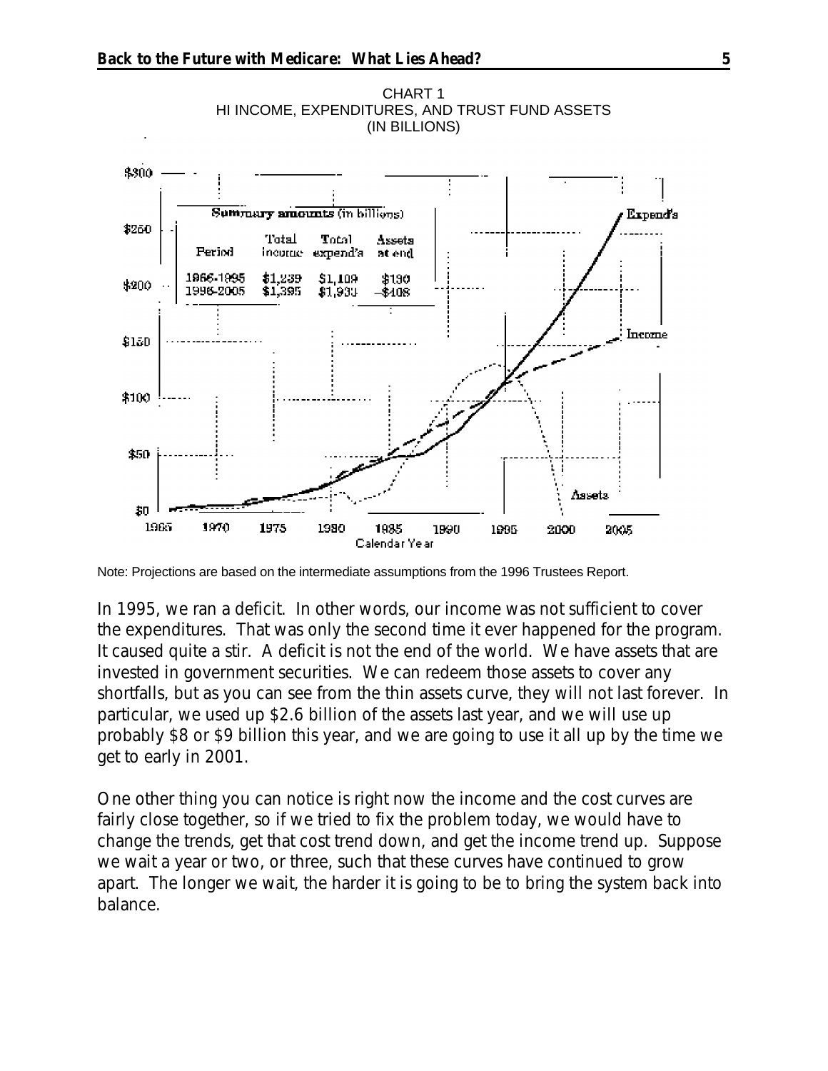CHART 1
HI INCOME, EXPENDITURES, AND TRUST FUND ASSETS
(IN BILLIONS)

Summary amounts (in billions)

| Period | Total income | Total expend's | Assets at end |
|---|---|---|---|
| 1966-1995 | $1,239 | $1,109 | $130 |
| 1996-2005 | $1,395 | $1,933 | –$408 |

Note: Projections are based on the intermediate assumptions from the 1996 Trustees Report.

In 1995, we ran a deficit. In other words, our income was not sufficient to cover the expenditures. That was only the second time it ever happened for the program. It caused quite a stir. A deficit is not the end of the world. We have assets that are invested in government securities. We can redeem those assets to cover any shortfalls, but as you can see from the thin assets curve, they will not last forever. In particular, we used up $2.6 billion of the assets last year, and we will use up probably $8 or $9 billion this year, and we are going to use it all up by the time we get to early in 2001.

One other thing you can notice is right now the income and the cost curves are fairly close together, so if we tried to fix the problem today, we would have to change the trends, get that cost trend down, and get the income trend up. Suppose we wait a year or two, or three, such that these curves have continued to grow apart. The longer we wait, the harder it is going to be to bring the system back into balance.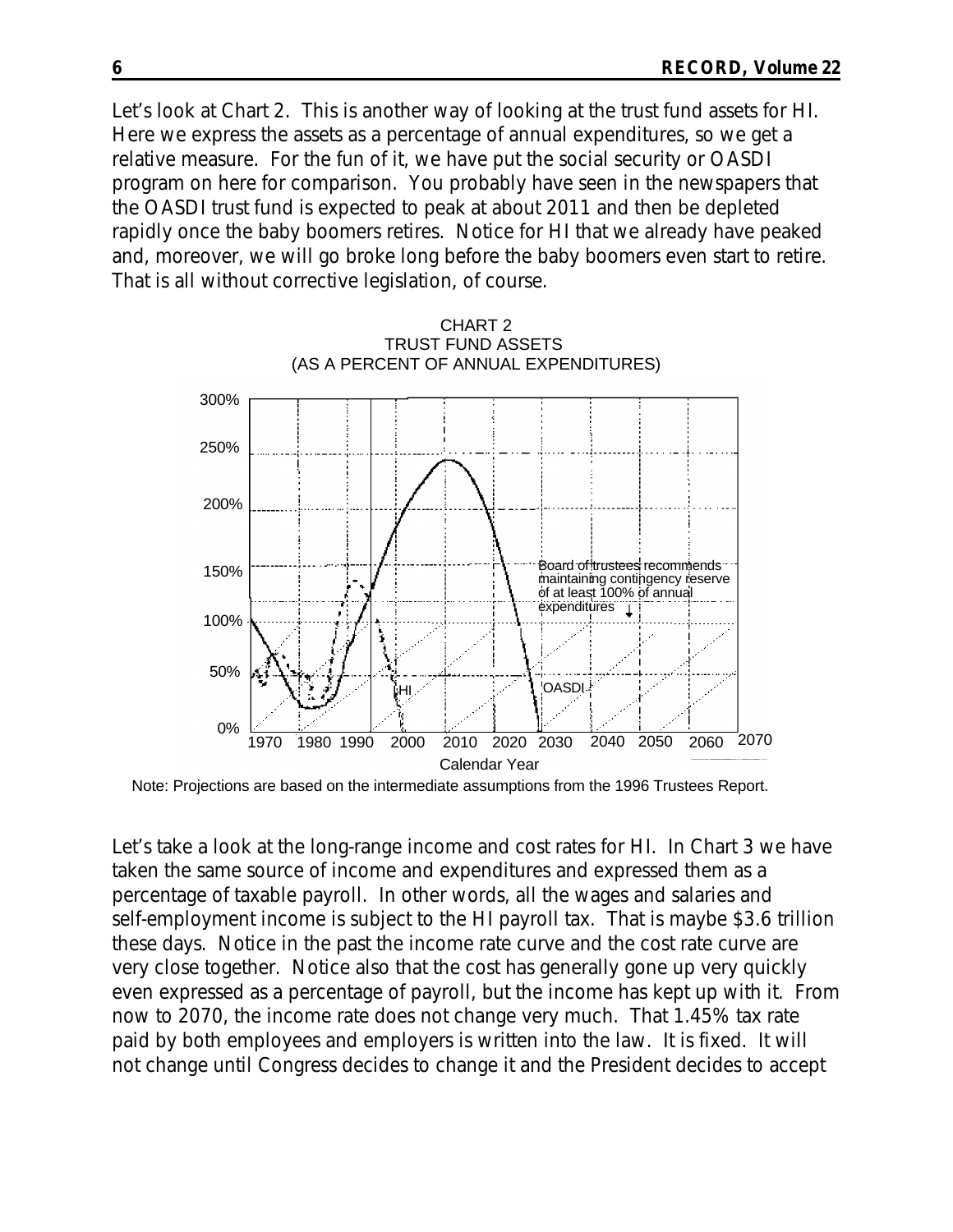Let's look at Chart 2. This is another way of looking at the trust fund assets for HI. Here we express the assets as a percentage of annual expenditures, so we get a relative measure. For the fun of it, we have put the social security or OASDI program on here for comparison. You probably have seen in the newspapers that the OASDI trust fund is expected to peak at about 2011 and then be depleted rapidly once the baby boomers retires. Notice for HI that we already have peaked and, moreover, we will go broke long before the baby boomers even start to retire. That is all without corrective legislation, of course.

CHART 2
TRUST FUND ASSETS
(AS A PERCENT OF ANNUAL EXPENDITURES)

Note: Projections are based on the intermediate assumptions from the 1996 Trustees Report.

Let's take a look at the long-range income and cost rates for HI. In Chart 3 we have taken the same source of income and expenditures and expressed them as a percentage of taxable payroll. In other words, all the wages and salaries and self-employment income is subject to the HI payroll tax. That is maybe $3.6 trillion these days. Notice in the past the income rate curve and the cost rate curve are very close together. Notice also that the cost has generally gone up very quickly even expressed as a percentage of payroll, but the income has kept up with it. From now to 2070, the income rate does not change very much. That 1.45% tax rate paid by both employees and employers is written into the law. It is fixed. It will not change until Congress decides to change it and the President decides to accept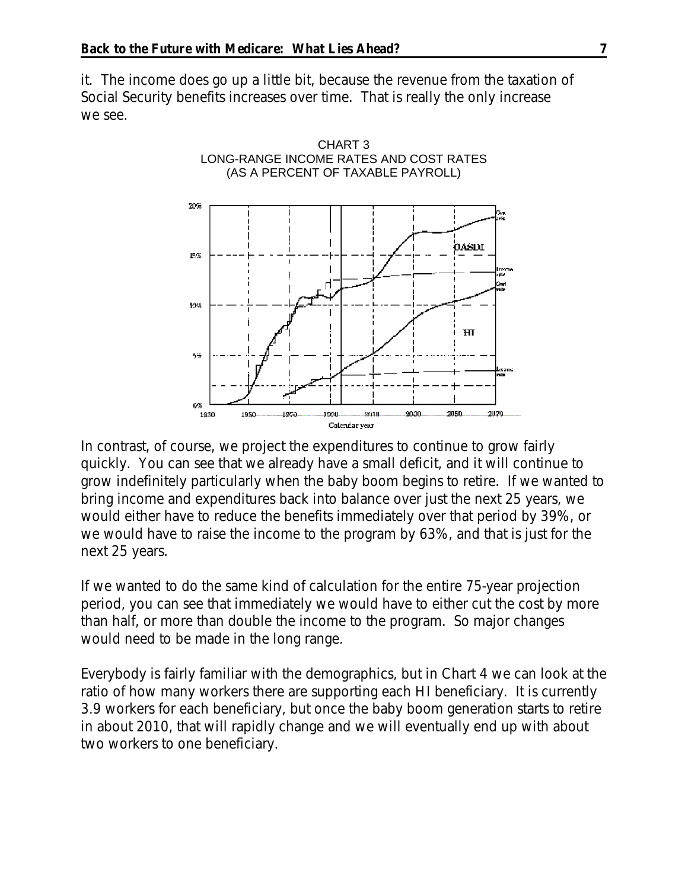it. The income does go up a little bit, because the revenue from the taxation of Social Security benefits increases over time. That is really the only increase we see.

CHART 3
LONG-RANGE INCOME RATES AND COST RATES
(AS A PERCENT OF TAXABLE PAYROLL)

In contrast, of course, we project the expenditures to continue to grow fairly quickly. You can see that we already have a small deficit, and it will continue to grow indefinitely particularly when the baby boom begins to retire. If we wanted to bring income and expenditures back into balance over just the next 25 years, we would either have to reduce the benefits immediately over that period by 39%, or we would have to raise the income to the program by 63%, and that is just for the next 25 years.

If we wanted to do the same kind of calculation for the entire 75-year projection period, you can see that immediately we would have to either cut the cost by more than half, or more than double the income to the program. So major changes would need to be made in the long range.

Everybody is fairly familiar with the demographics, but in Chart 4 we can look at the ratio of how many workers there are supporting each HI beneficiary. It is currently 3.9 workers for each beneficiary, but once the baby boom generation starts to retire in about 2010, that will rapidly change and we will eventually end up with about two workers to one beneficiary.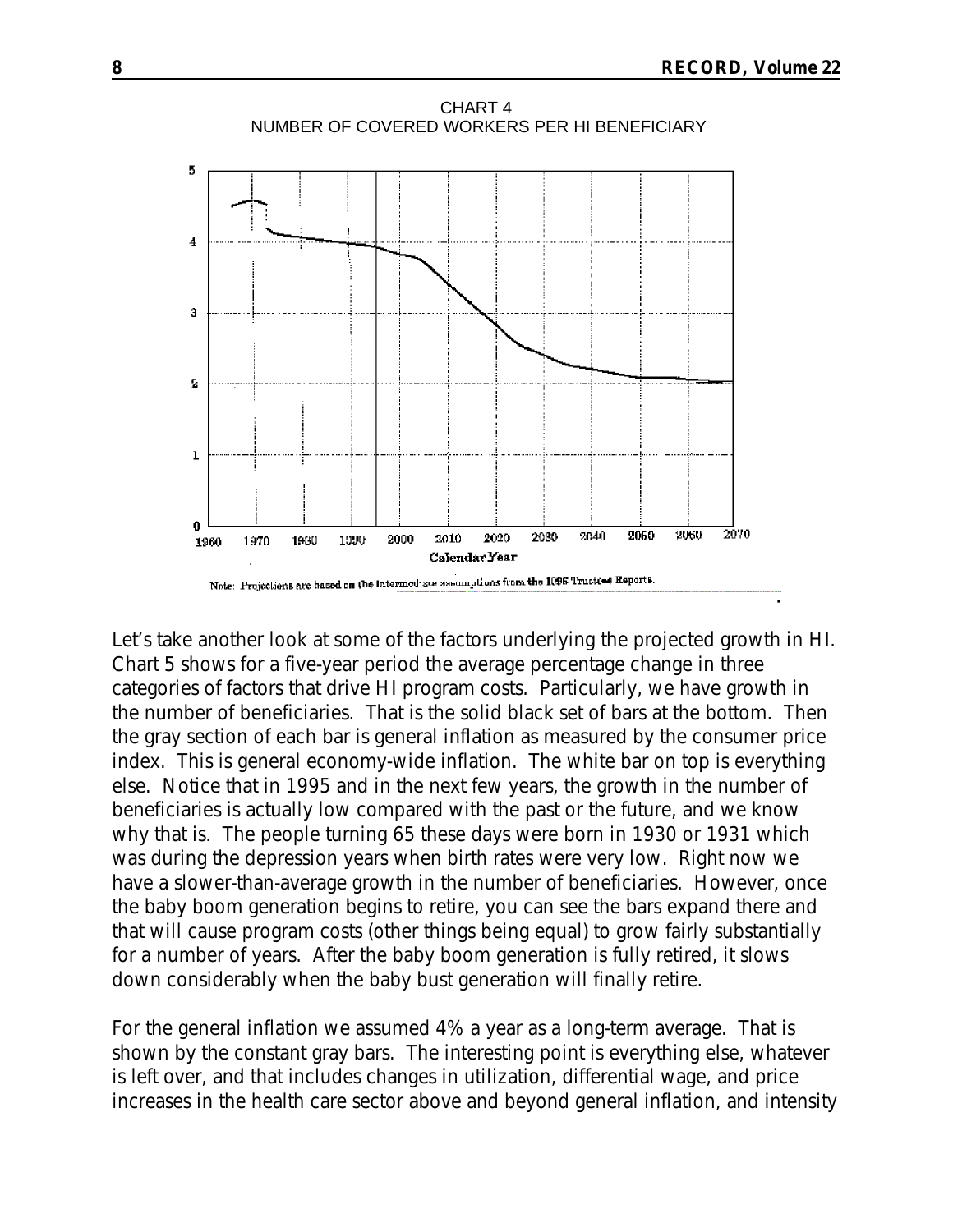CHART 4
NUMBER OF COVERED WORKERS PER HI BENEFICIARY

Note: Projections are based on the intermediate assumptions from the 1996 Trustees Reports.

Let's take another look at some of the factors underlying the projected growth in HI. Chart 5 shows for a five-year period the average percentage change in three categories of factors that drive HI program costs. Particularly, we have growth in the number of beneficiaries. That is the solid black set of bars at the bottom. Then the gray section of each bar is general inflation as measured by the consumer price index. This is general economy-wide inflation. The white bar on top is everything else. Notice that in 1995 and in the next few years, the growth in the number of beneficiaries is actually low compared with the past or the future, and we know why that is. The people turning 65 these days were born in 1930 or 1931 which was during the depression years when birth rates were very low. Right now we have a slower-than-average growth in the number of beneficiaries. However, once the baby boom generation begins to retire, you can see the bars expand there and that will cause program costs (other things being equal) to grow fairly substantially for a number of years. After the baby boom generation is fully retired, it slows down considerably when the baby bust generation will finally retire.

For the general inflation we assumed 4% a year as a long-term average. That is shown by the constant gray bars. The interesting point is everything else, whatever is left over, and that includes changes in utilization, differential wage, and price increases in the health care sector above and beyond general inflation, and intensity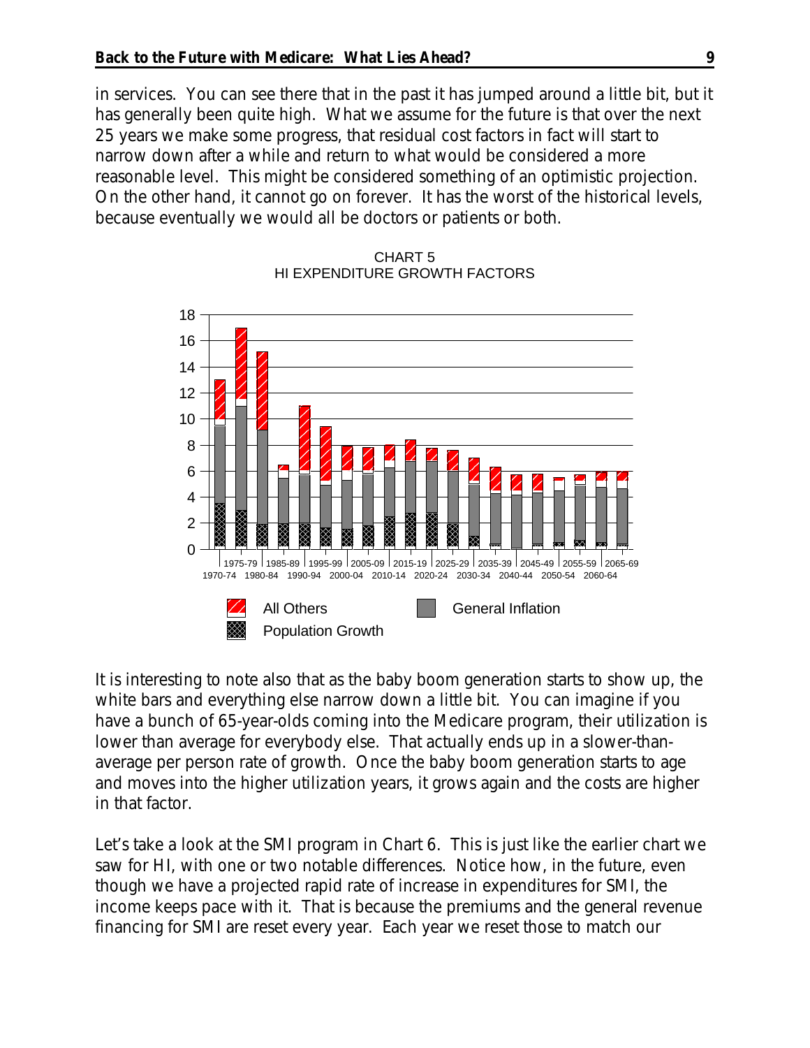in services. You can see there that in the past it has jumped around a little bit, but it has generally been quite high. What we assume for the future is that over the next 25 years we make some progress, that residual cost factors in fact will start to narrow down after a while and return to what would be considered a more reasonable level. This might be considered something of an optimistic projection. On the other hand, it cannot go on forever. It has the worst of the historical levels, because eventually we would all be doctors or patients or both.

CHART 5
HI EXPENDITURE GROWTH FACTORS

It is interesting to note also that as the baby boom generation starts to show up, the white bars and everything else narrow down a little bit. You can imagine if you have a bunch of 65-year-olds coming into the Medicare program, their utilization is lower than average for everybody else. That actually ends up in a slower-than-average per person rate of growth. Once the baby boom generation starts to age and moves into the higher utilization years, it grows again and the costs are higher in that factor.

Let's take a look at the SMI program in Chart 6. This is just like the earlier chart we saw for HI, with one or two notable differences. Notice how, in the future, even though we have a projected rapid rate of increase in expenditures for SMI, the income keeps pace with it. That is because the premiums and the general revenue financing for SMI are reset every year. Each year we reset those to match our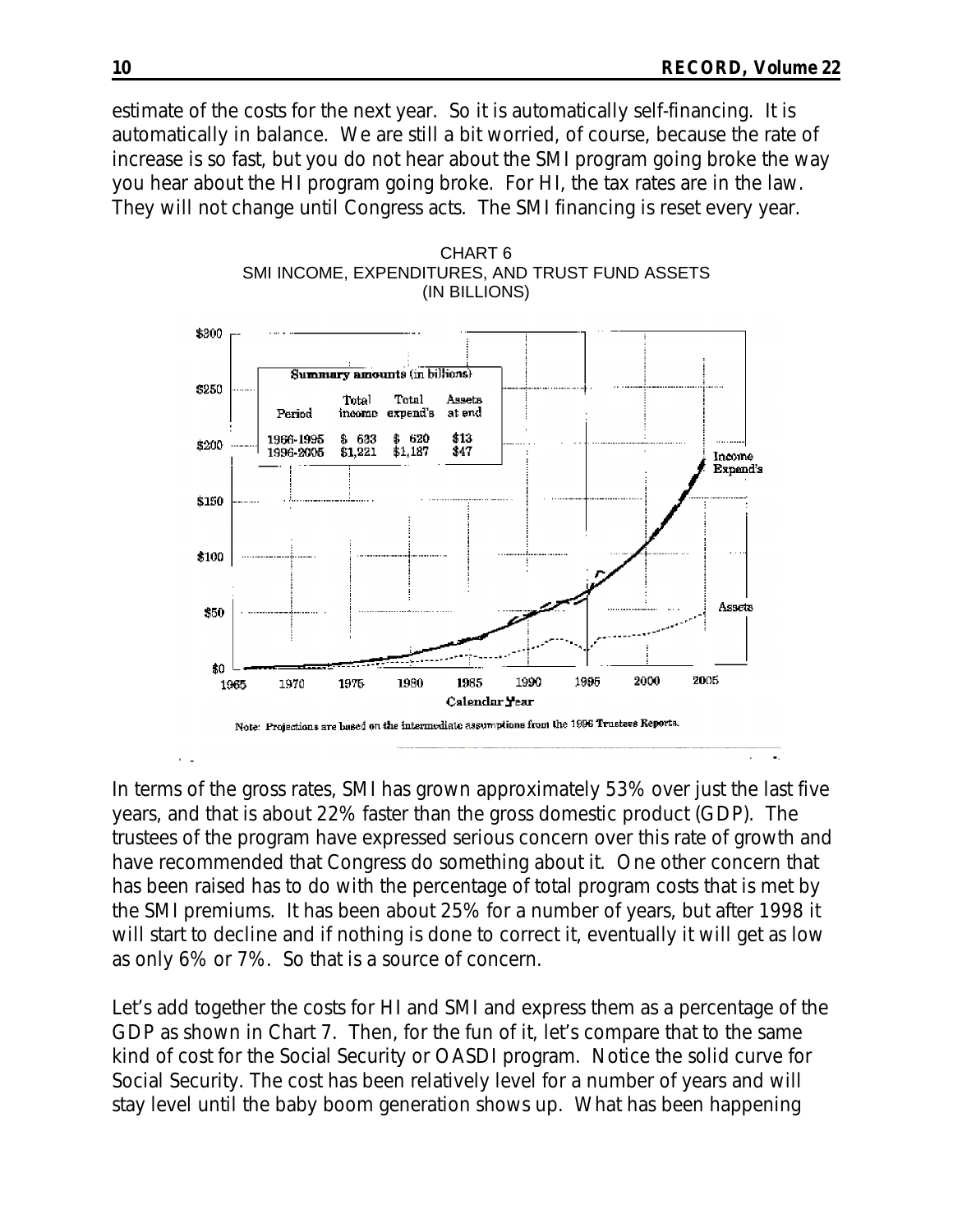estimate of the costs for the next year. So it is automatically self-financing. It is automatically in balance. We are still a bit worried, of course, because the rate of increase is so fast, but you do not hear about the SMI program going broke the way you hear about the HI program going broke. For HI, the tax rates are in the law. They will not change until Congress acts. The SMI financing is reset every year.

CHART 6
SMI INCOME, EXPENDITURES, AND TRUST FUND ASSETS
(IN BILLIONS)

**Summary amounts** (in billions)

| Period | Total income | Total expend's | Assets at end |
|---|---|---|---|
| 1966-1995 | $ 633 | $ 620 | $13 |
| 1996-2005 | $1,221 | $1,187 | $47 |

Note: Projections are based on the intermediate assumptions from the 1996 Trustees Reports.

In terms of the gross rates, SMI has grown approximately 53% over just the last five years, and that is about 22% faster than the gross domestic product (GDP). The trustees of the program have expressed serious concern over this rate of growth and have recommended that Congress do something about it. One other concern that has been raised has to do with the percentage of total program costs that is met by the SMI premiums. It has been about 25% for a number of years, but after 1998 it will start to decline and if nothing is done to correct it, eventually it will get as low as only 6% or 7%. So that is a source of concern.

Let's add together the costs for HI and SMI and express them as a percentage of the GDP as shown in Chart 7. Then, for the fun of it, let's compare that to the same kind of cost for the Social Security or OASDI program. Notice the solid curve for Social Security. The cost has been relatively level for a number of years and will stay level until the baby boom generation shows up. What has been happening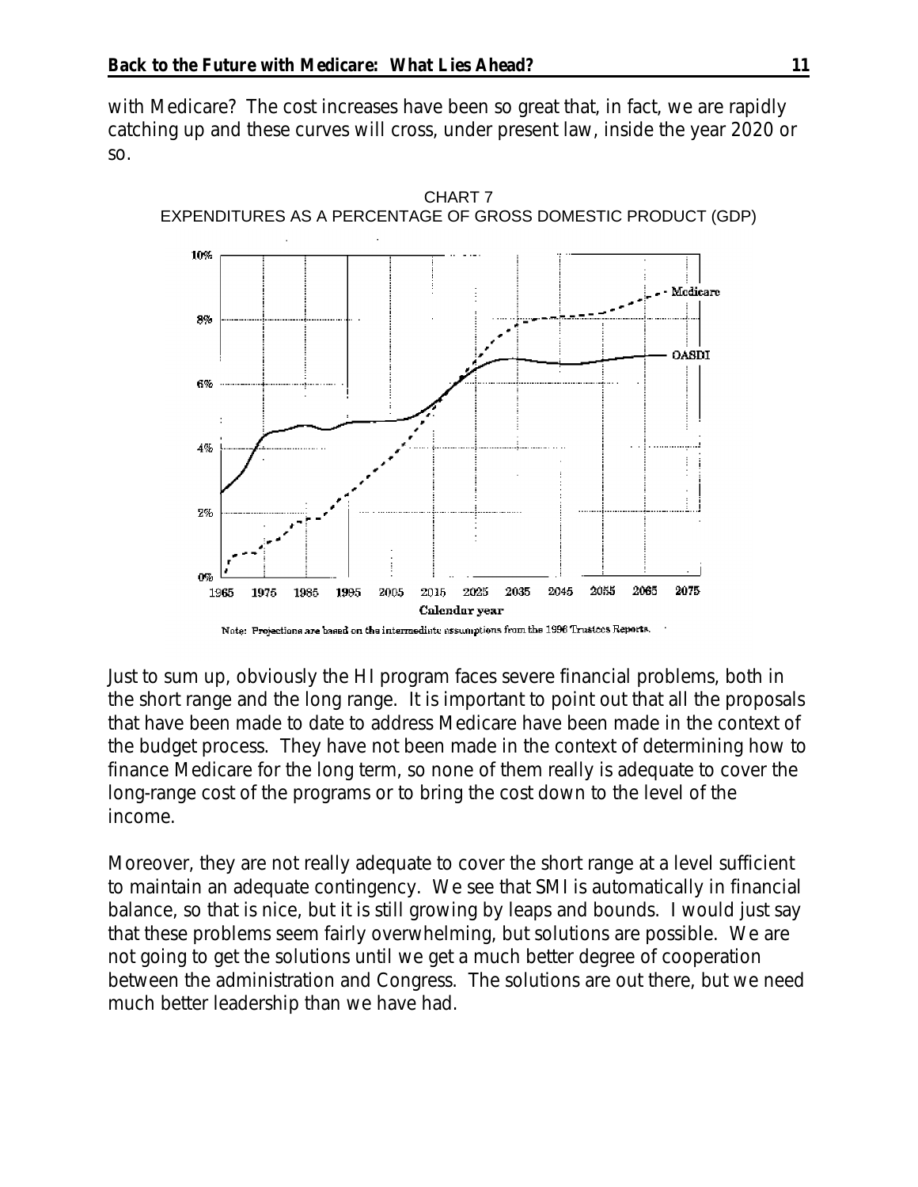with Medicare? The cost increases have been so great that, in fact, we are rapidly catching up and these curves will cross, under present law, inside the year 2020 or so.

CHART 7
EXPENDITURES AS A PERCENTAGE OF GROSS DOMESTIC PRODUCT (GDP)

Note: Projections are based on the intermediate assumptions from the 1996 Trustees Reports.

Just to sum up, obviously the HI program faces severe financial problems, both in the short range and the long range. It is important to point out that all the proposals that have been made to date to address Medicare have been made in the context of the budget process. They have not been made in the context of determining how to finance Medicare for the long term, so none of them really is adequate to cover the long-range cost of the programs or to bring the cost down to the level of the income.

Moreover, they are not really adequate to cover the short range at a level sufficient to maintain an adequate contingency. We see that SMI is automatically in financial balance, so that is nice, but it is still growing by leaps and bounds. I would just say that these problems seem fairly overwhelming, but solutions are possible. We are not going to get the solutions until we get a much better degree of cooperation between the administration and Congress. The solutions are out there, but we need much better leadership than we have had.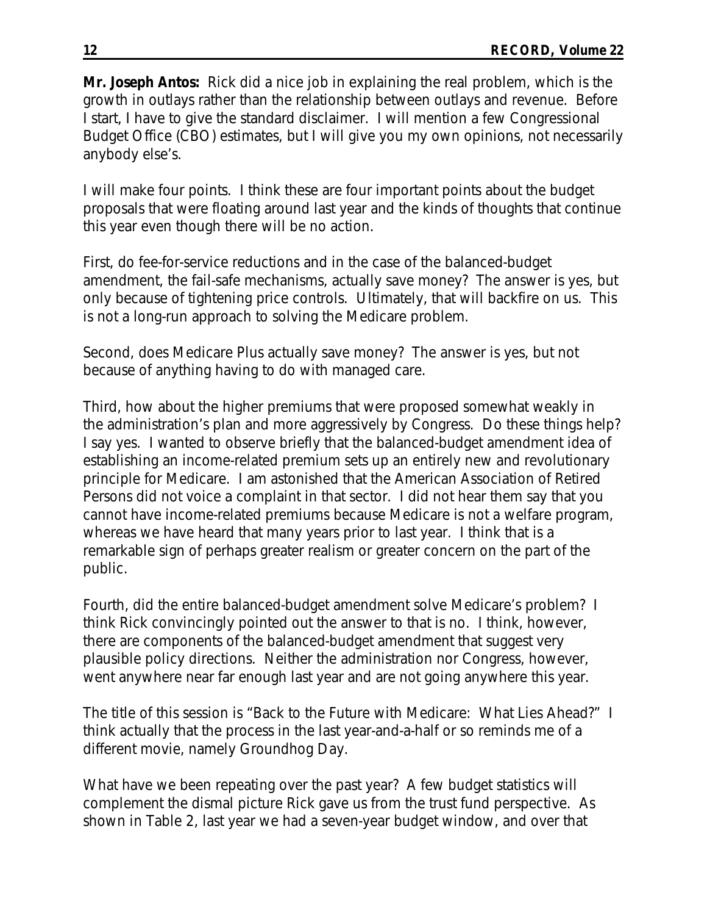**Mr. Joseph Antos:** Rick did a nice job in explaining the real problem, which is the growth in outlays rather than the relationship between outlays and revenue. Before I start, I have to give the standard disclaimer. I will mention a few Congressional Budget Office (CBO) estimates, but I will give you my own opinions, not necessarily anybody else's.

I will make four points. I think these are four important points about the budget proposals that were floating around last year and the kinds of thoughts that continue this year even though there will be no action.

First, do fee-for-service reductions and in the case of the balanced-budget amendment, the fail-safe mechanisms, actually save money? The answer is yes, but only because of tightening price controls. Ultimately, that will backfire on us. This is not a long-run approach to solving the Medicare problem.

Second, does Medicare Plus actually save money? The answer is yes, but not because of anything having to do with managed care.

Third, how about the higher premiums that were proposed somewhat weakly in the administration's plan and more aggressively by Congress. Do these things help? I say yes. I wanted to observe briefly that the balanced-budget amendment idea of establishing an income-related premium sets up an entirely new and revolutionary principle for Medicare. I am astonished that the American Association of Retired Persons did not voice a complaint in that sector. I did not hear them say that you cannot have income-related premiums because Medicare is not a welfare program, whereas we have heard that many years prior to last year. I think that is a remarkable sign of perhaps greater realism or greater concern on the part of the public.

Fourth, did the entire balanced-budget amendment solve Medicare's problem? I think Rick convincingly pointed out the answer to that is no. I think, however, there are components of the balanced-budget amendment that suggest very plausible policy directions. Neither the administration nor Congress, however, went anywhere near far enough last year and are not going anywhere this year.

The title of this session is "Back to the Future with Medicare: What Lies Ahead?" I think actually that the process in the last year-and-a-half or so reminds me of a different movie, namely Groundhog Day.

What have we been repeating over the past year? A few budget statistics will complement the dismal picture Rick gave us from the trust fund perspective. As shown in Table 2, last year we had a seven-year budget window, and over that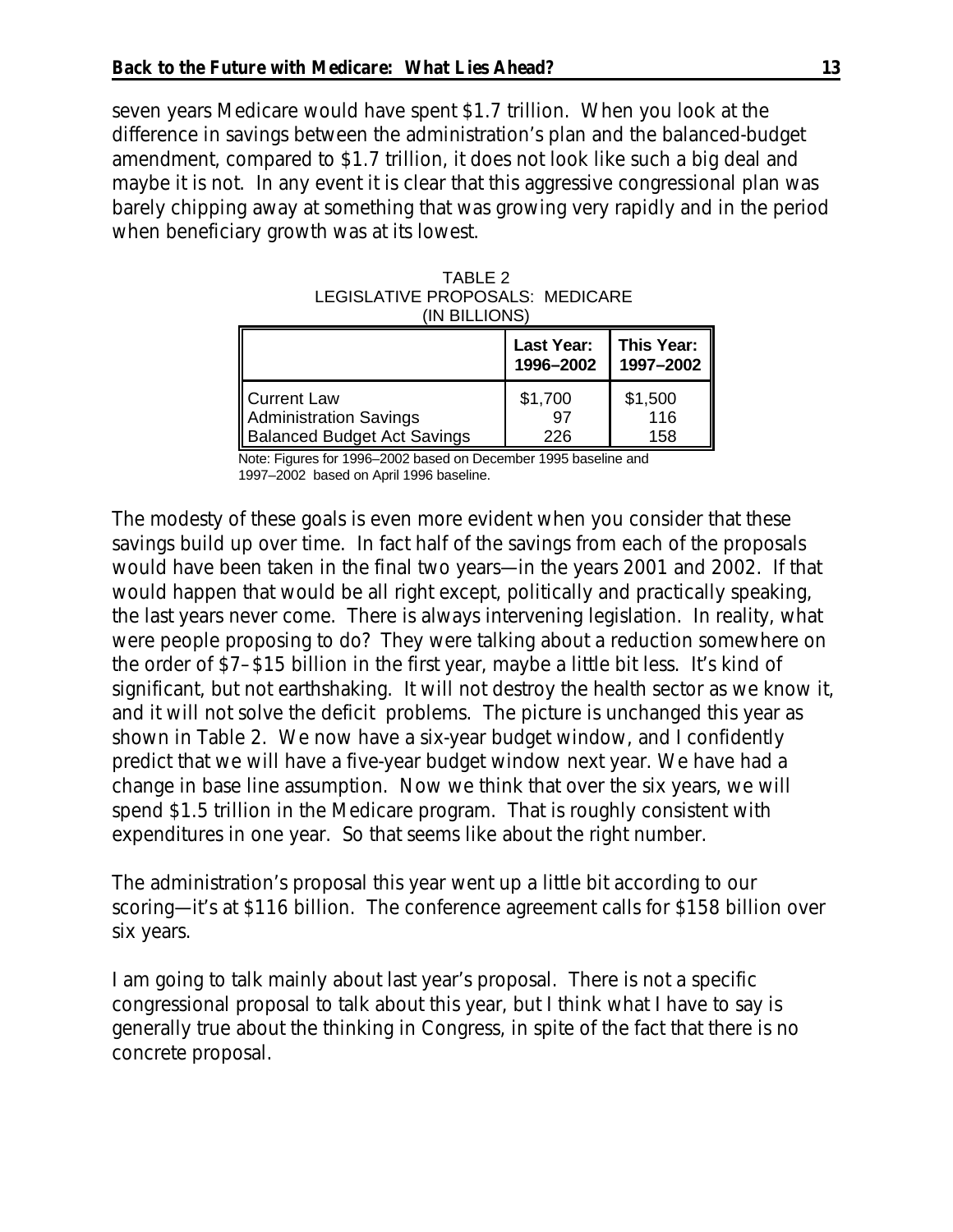seven years Medicare would have spent $1.7 trillion. When you look at the difference in savings between the administration's plan and the balanced-budget amendment, compared to $1.7 trillion, it does not look like such a big deal and maybe it is not. In any event it is clear that this aggressive congressional plan was barely chipping away at something that was growing very rapidly and in the period when beneficiary growth was at its lowest.

TABLE 2
LEGISLATIVE PROPOSALS: MEDICARE
(IN BILLIONS)

| | Last Year: 1996–2002 | This Year: 1997–2002 |
|---|---|---|
| Current Law | $1,700 | $1,500 |
| Administration Savings | 97 | 116 |
| Balanced Budget Act Savings | 226 | 158 |

Note: Figures for 1996–2002 based on December 1995 baseline and 1997–2002 based on April 1996 baseline.

The modesty of these goals is even more evident when you consider that these savings build up over time. In fact half of the savings from each of the proposals would have been taken in the final two years—in the years 2001 and 2002. If that would happen that would be all right except, politically and practically speaking, the last years never come. There is always intervening legislation. In reality, what were people proposing to do? They were talking about a reduction somewhere on the order of $7–$15 billion in the first year, maybe a little bit less. It's kind of significant, but not earthshaking. It will not destroy the health sector as we know it, and it will not solve the deficit problems. The picture is unchanged this year as shown in Table 2. We now have a six-year budget window, and I confidently predict that we will have a five-year budget window next year. We have had a change in base line assumption. Now we think that over the six years, we will spend $1.5 trillion in the Medicare program. That is roughly consistent with expenditures in one year. So that seems like about the right number.

The administration's proposal this year went up a little bit according to our scoring—it's at $116 billion. The conference agreement calls for $158 billion over six years.

I am going to talk mainly about last year's proposal. There is not a specific congressional proposal to talk about this year, but I think what I have to say is generally true about the thinking in Congress, in spite of the fact that there is no concrete proposal.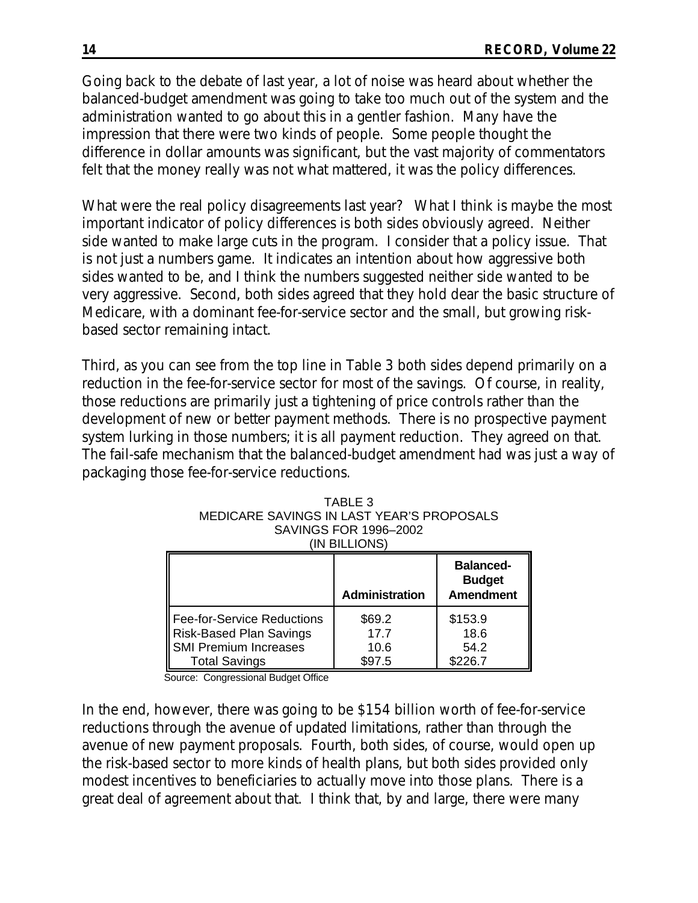Going back to the debate of last year, a lot of noise was heard about whether the balanced-budget amendment was going to take too much out of the system and the administration wanted to go about this in a gentler fashion. Many have the impression that there were two kinds of people. Some people thought the difference in dollar amounts was significant, but the vast majority of commentators felt that the money really was not what mattered, it was the policy differences.

What were the real policy disagreements last year? What I think is maybe the most important indicator of policy differences is both sides obviously agreed. Neither side wanted to make large cuts in the program. I consider that a policy issue. That is not just a numbers game. It indicates an intention about how aggressive both sides wanted to be, and I think the numbers suggested neither side wanted to be very aggressive. Second, both sides agreed that they hold dear the basic structure of Medicare, with a dominant fee-for-service sector and the small, but growing risk-based sector remaining intact.

Third, as you can see from the top line in Table 3 both sides depend primarily on a reduction in the fee-for-service sector for most of the savings. Of course, in reality, those reductions are primarily just a tightening of price controls rather than the development of new or better payment methods. There is no prospective payment system lurking in those numbers; it is all payment reduction. They agreed on that. The fail-safe mechanism that the balanced-budget amendment had was just a way of packaging those fee-for-service reductions.

TABLE 3
MEDICARE SAVINGS IN LAST YEAR'S PROPOSALS
SAVINGS FOR 1996–2002
(IN BILLIONS)

| | Administration | Balanced-Budget Amendment |
|---|---|---|
| Fee-for-Service Reductions | $69.2 | $153.9 |
| Risk-Based Plan Savings | 17.7 | 18.6 |
| SMI Premium Increases | 10.6 | 54.2 |
| Total Savings | $97.5 | $226.7 |

Source: Congressional Budget Office

In the end, however, there was going to be $154 billion worth of fee-for-service reductions through the avenue of updated limitations, rather than through the avenue of new payment proposals. Fourth, both sides, of course, would open up the risk-based sector to more kinds of health plans, but both sides provided only modest incentives to beneficiaries to actually move into those plans. There is a great deal of agreement about that. I think that, by and large, there were many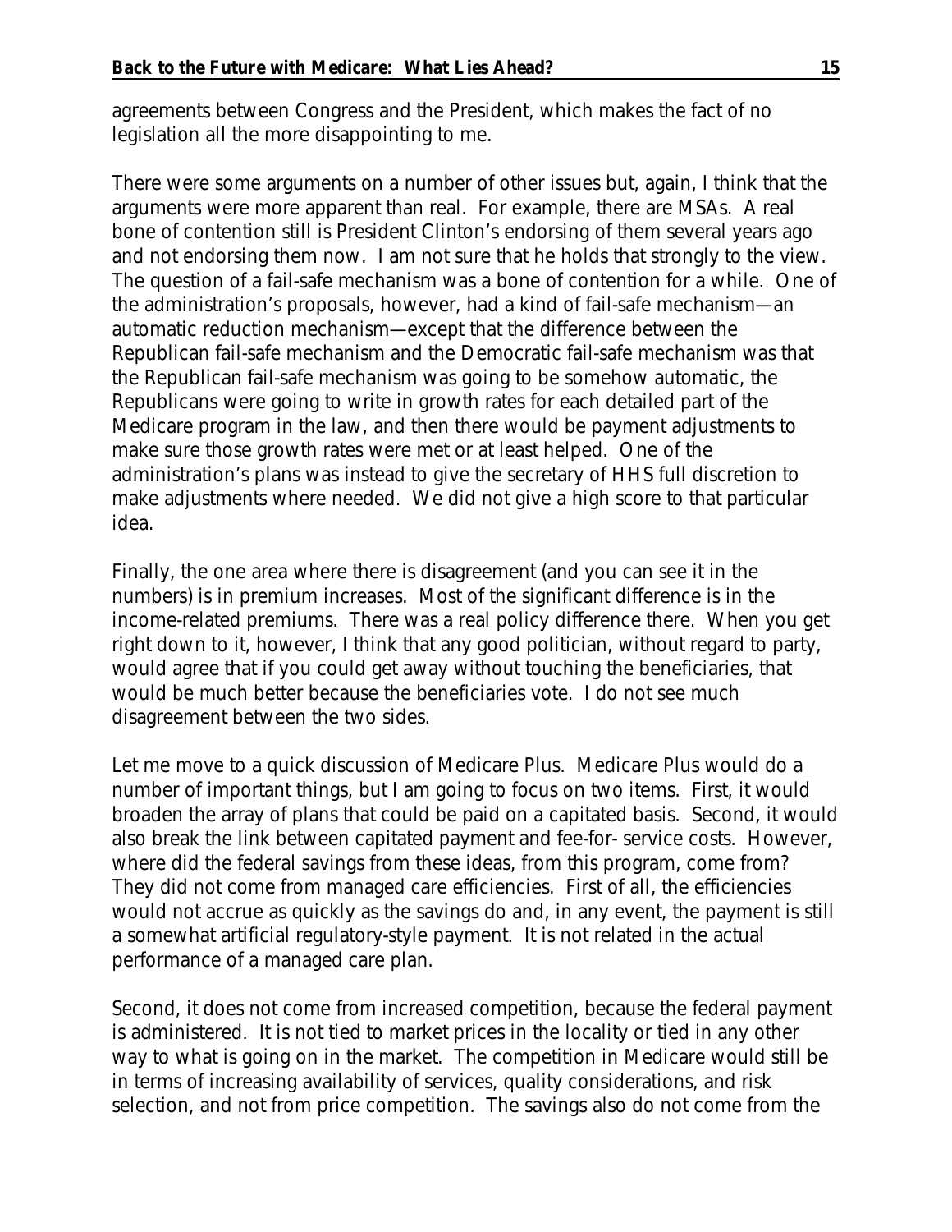agreements between Congress and the President, which makes the fact of no legislation all the more disappointing to me.

There were some arguments on a number of other issues but, again, I think that the arguments were more apparent than real. For example, there are MSAs. A real bone of contention still is President Clinton's endorsing of them several years ago and not endorsing them now. I am not sure that he holds that strongly to the view. The question of a fail-safe mechanism was a bone of contention for a while. One of the administration's proposals, however, had a kind of fail-safe mechanism—an automatic reduction mechanism—except that the difference between the Republican fail-safe mechanism and the Democratic fail-safe mechanism was that the Republican fail-safe mechanism was going to be somehow automatic, the Republicans were going to write in growth rates for each detailed part of the Medicare program in the law, and then there would be payment adjustments to make sure those growth rates were met or at least helped. One of the administration's plans was instead to give the secretary of HHS full discretion to make adjustments where needed. We did not give a high score to that particular idea.

Finally, the one area where there is disagreement (and you can see it in the numbers) is in premium increases. Most of the significant difference is in the income-related premiums. There was a real policy difference there. When you get right down to it, however, I think that any good politician, without regard to party, would agree that if you could get away without touching the beneficiaries, that would be much better because the beneficiaries vote. I do not see much disagreement between the two sides.

Let me move to a quick discussion of Medicare Plus. Medicare Plus would do a number of important things, but I am going to focus on two items. First, it would broaden the array of plans that could be paid on a capitated basis. Second, it would also break the link between capitated payment and fee-for- service costs. However, where did the federal savings from these ideas, from this program, come from? They did not come from managed care efficiencies. First of all, the efficiencies would not accrue as quickly as the savings do and, in any event, the payment is still a somewhat artificial regulatory-style payment. It is not related in the actual performance of a managed care plan.

Second, it does not come from increased competition, because the federal payment is administered. It is not tied to market prices in the locality or tied in any other way to what is going on in the market. The competition in Medicare would still be in terms of increasing availability of services, quality considerations, and risk selection, and not from price competition. The savings also do not come from the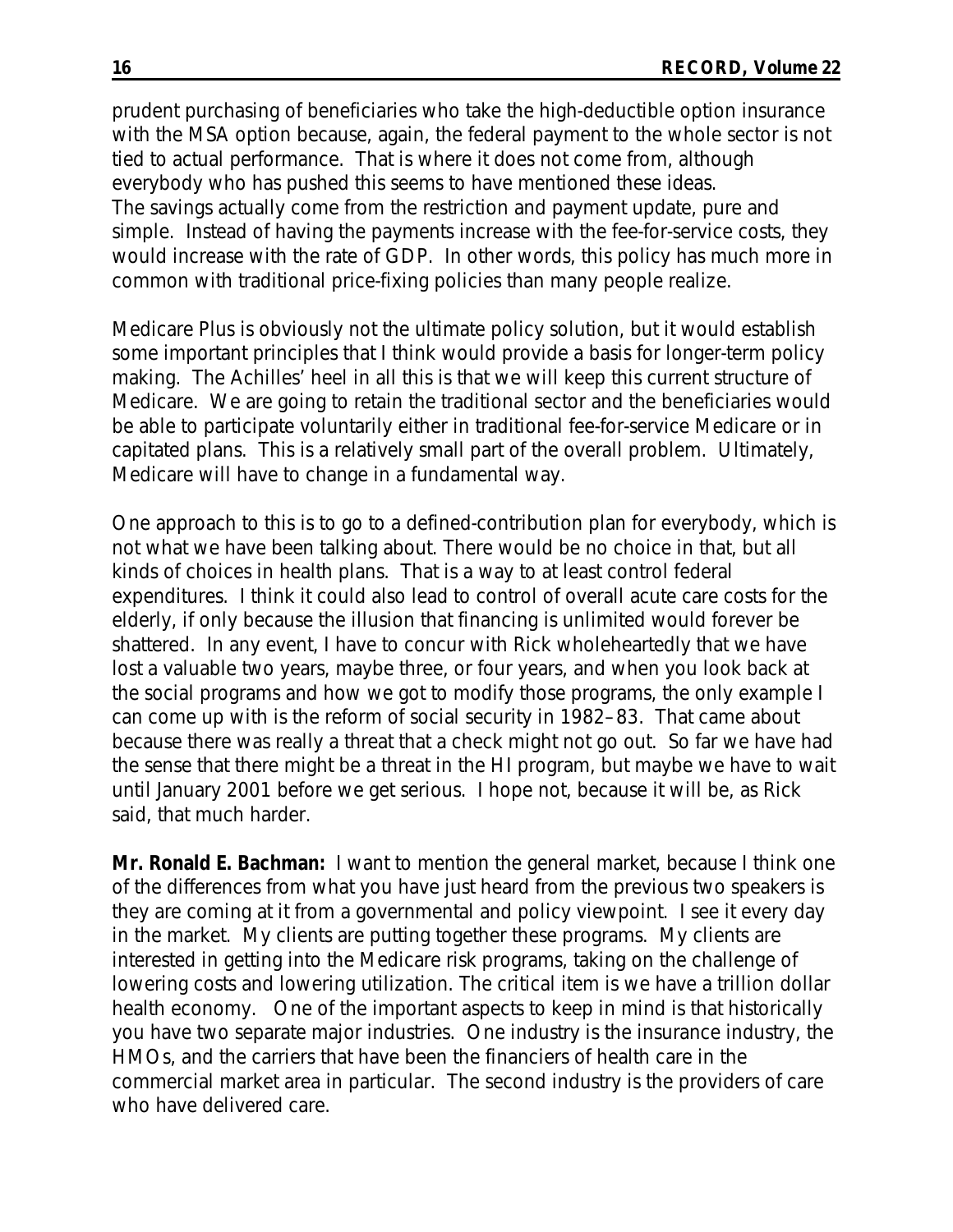prudent purchasing of beneficiaries who take the high-deductible option insurance with the MSA option because, again, the federal payment to the whole sector is not tied to actual performance. That is where it does not come from, although everybody who has pushed this seems to have mentioned these ideas.
The savings actually come from the restriction and payment update, pure and simple. Instead of having the payments increase with the fee-for-service costs, they would increase with the rate of GDP. In other words, this policy has much more in common with traditional price-fixing policies than many people realize.

Medicare Plus is obviously not the ultimate policy solution, but it would establish some important principles that I think would provide a basis for longer-term policy making. The Achilles' heel in all this is that we will keep this current structure of Medicare. We are going to retain the traditional sector and the beneficiaries would be able to participate voluntarily either in traditional fee-for-service Medicare or in capitated plans. This is a relatively small part of the overall problem. Ultimately, Medicare will have to change in a fundamental way.

One approach to this is to go to a defined-contribution plan for everybody, which is not what we have been talking about. There would be no choice in that, but all kinds of choices in health plans. That is a way to at least control federal expenditures. I think it could also lead to control of overall acute care costs for the elderly, if only because the illusion that financing is unlimited would forever be shattered. In any event, I have to concur with Rick wholeheartedly that we have lost a valuable two years, maybe three, or four years, and when you look back at the social programs and how we got to modify those programs, the only example I can come up with is the reform of social security in 1982–83. That came about because there was really a threat that a check might not go out. So far we have had the sense that there might be a threat in the HI program, but maybe we have to wait until January 2001 before we get serious. I hope not, because it will be, as Rick said, that much harder.

**Mr. Ronald E. Bachman:** I want to mention the general market, because I think one of the differences from what you have just heard from the previous two speakers is they are coming at it from a governmental and policy viewpoint. I see it every day in the market. My clients are putting together these programs. My clients are interested in getting into the Medicare risk programs, taking on the challenge of lowering costs and lowering utilization. The critical item is we have a trillion dollar health economy. One of the important aspects to keep in mind is that historically you have two separate major industries. One industry is the insurance industry, the HMOs, and the carriers that have been the financiers of health care in the commercial market area in particular. The second industry is the providers of care who have delivered care.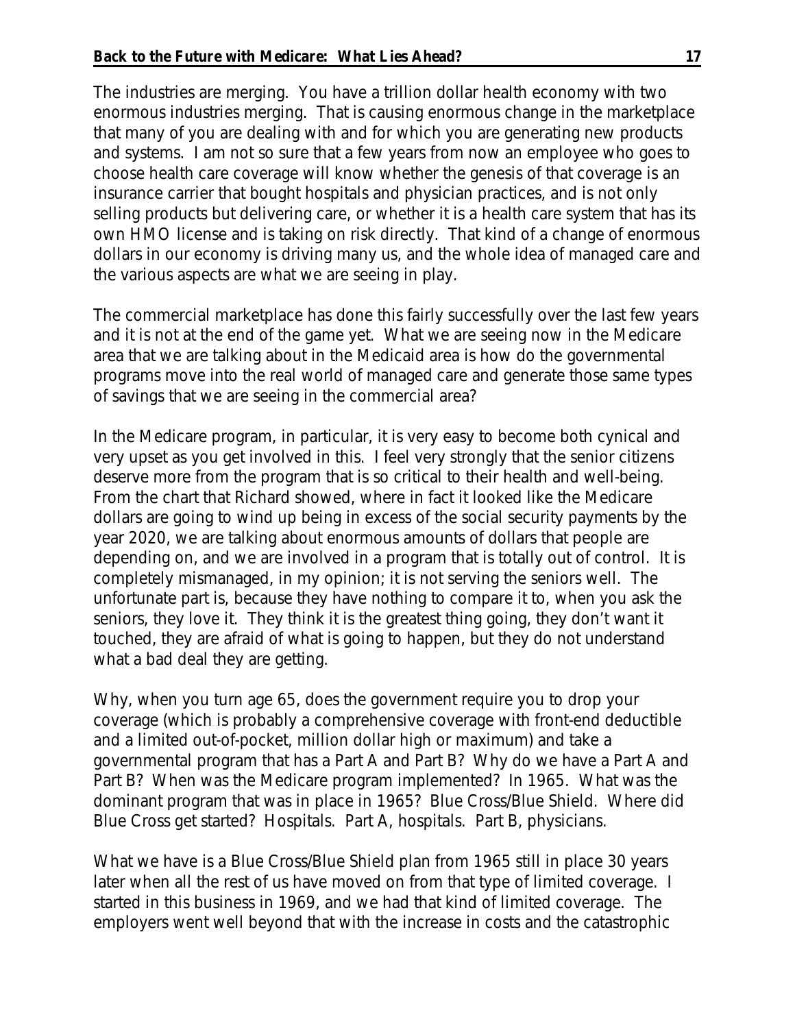The industries are merging. You have a trillion dollar health economy with two enormous industries merging. That is causing enormous change in the marketplace that many of you are dealing with and for which you are generating new products and systems. I am not so sure that a few years from now an employee who goes to choose health care coverage will know whether the genesis of that coverage is an insurance carrier that bought hospitals and physician practices, and is not only selling products but delivering care, or whether it is a health care system that has its own HMO license and is taking on risk directly. That kind of a change of enormous dollars in our economy is driving many us, and the whole idea of managed care and the various aspects are what we are seeing in play.

The commercial marketplace has done this fairly successfully over the last few years and it is not at the end of the game yet. What we are seeing now in the Medicare area that we are talking about in the Medicaid area is how do the governmental programs move into the real world of managed care and generate those same types of savings that we are seeing in the commercial area?

In the Medicare program, in particular, it is very easy to become both cynical and very upset as you get involved in this. I feel very strongly that the senior citizens deserve more from the program that is so critical to their health and well-being. From the chart that Richard showed, where in fact it looked like the Medicare dollars are going to wind up being in excess of the social security payments by the year 2020, we are talking about enormous amounts of dollars that people are depending on, and we are involved in a program that is totally out of control. It is completely mismanaged, in my opinion; it is not serving the seniors well. The unfortunate part is, because they have nothing to compare it to, when you ask the seniors, they love it. They think it is the greatest thing going, they don't want it touched, they are afraid of what is going to happen, but they do not understand what a bad deal they are getting.

Why, when you turn age 65, does the government require you to drop your coverage (which is probably a comprehensive coverage with front-end deductible and a limited out-of-pocket, million dollar high or maximum) and take a governmental program that has a Part A and Part B? Why do we have a Part A and Part B? When was the Medicare program implemented? In 1965. What was the dominant program that was in place in 1965? Blue Cross/Blue Shield. Where did Blue Cross get started? Hospitals. Part A, hospitals. Part B, physicians.

What we have is a Blue Cross/Blue Shield plan from 1965 still in place 30 years later when all the rest of us have moved on from that type of limited coverage. I started in this business in 1969, and we had that kind of limited coverage. The employers went well beyond that with the increase in costs and the catastrophic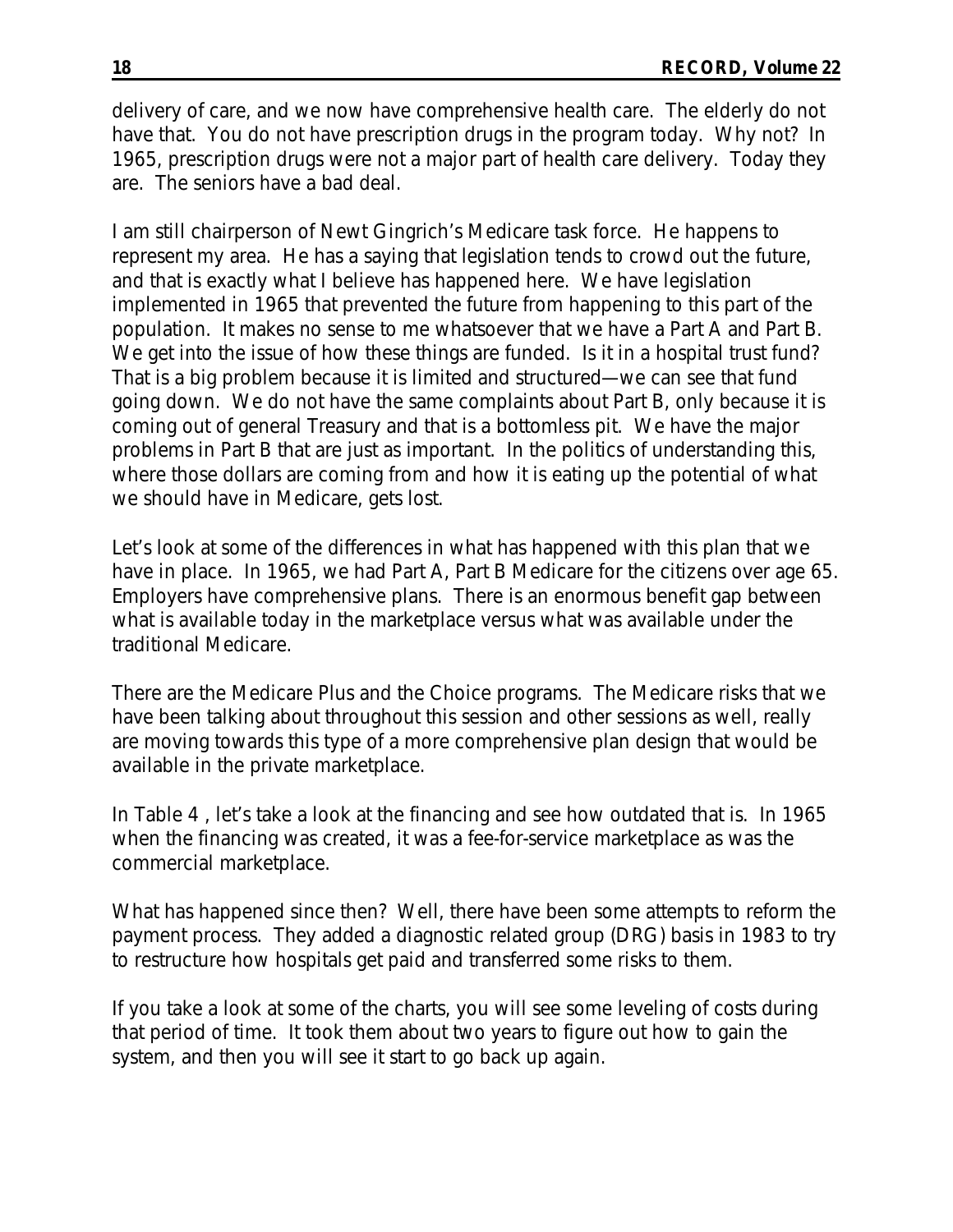delivery of care, and we now have comprehensive health care. The elderly do not have that. You do not have prescription drugs in the program today. Why not? In 1965, prescription drugs were not a major part of health care delivery. Today they are. The seniors have a bad deal.

I am still chairperson of Newt Gingrich's Medicare task force. He happens to represent my area. He has a saying that legislation tends to crowd out the future, and that is exactly what I believe has happened here. We have legislation implemented in 1965 that prevented the future from happening to this part of the population. It makes no sense to me whatsoever that we have a Part A and Part B. We get into the issue of how these things are funded. Is it in a hospital trust fund? That is a big problem because it is limited and structured—we can see that fund going down. We do not have the same complaints about Part B, only because it is coming out of general Treasury and that is a bottomless pit. We have the major problems in Part B that are just as important. In the politics of understanding this, where those dollars are coming from and how it is eating up the potential of what we should have in Medicare, gets lost.

Let's look at some of the differences in what has happened with this plan that we have in place. In 1965, we had Part A, Part B Medicare for the citizens over age 65. Employers have comprehensive plans. There is an enormous benefit gap between what is available today in the marketplace versus what was available under the traditional Medicare.

There are the Medicare Plus and the Choice programs. The Medicare risks that we have been talking about throughout this session and other sessions as well, really are moving towards this type of a more comprehensive plan design that would be available in the private marketplace.

In Table 4 , let's take a look at the financing and see how outdated that is. In 1965 when the financing was created, it was a fee-for-service marketplace as was the commercial marketplace.

What has happened since then? Well, there have been some attempts to reform the payment process. They added a diagnostic related group (DRG) basis in 1983 to try to restructure how hospitals get paid and transferred some risks to them.

If you take a look at some of the charts, you will see some leveling of costs during that period of time. It took them about two years to figure out how to gain the system, and then you will see it start to go back up again.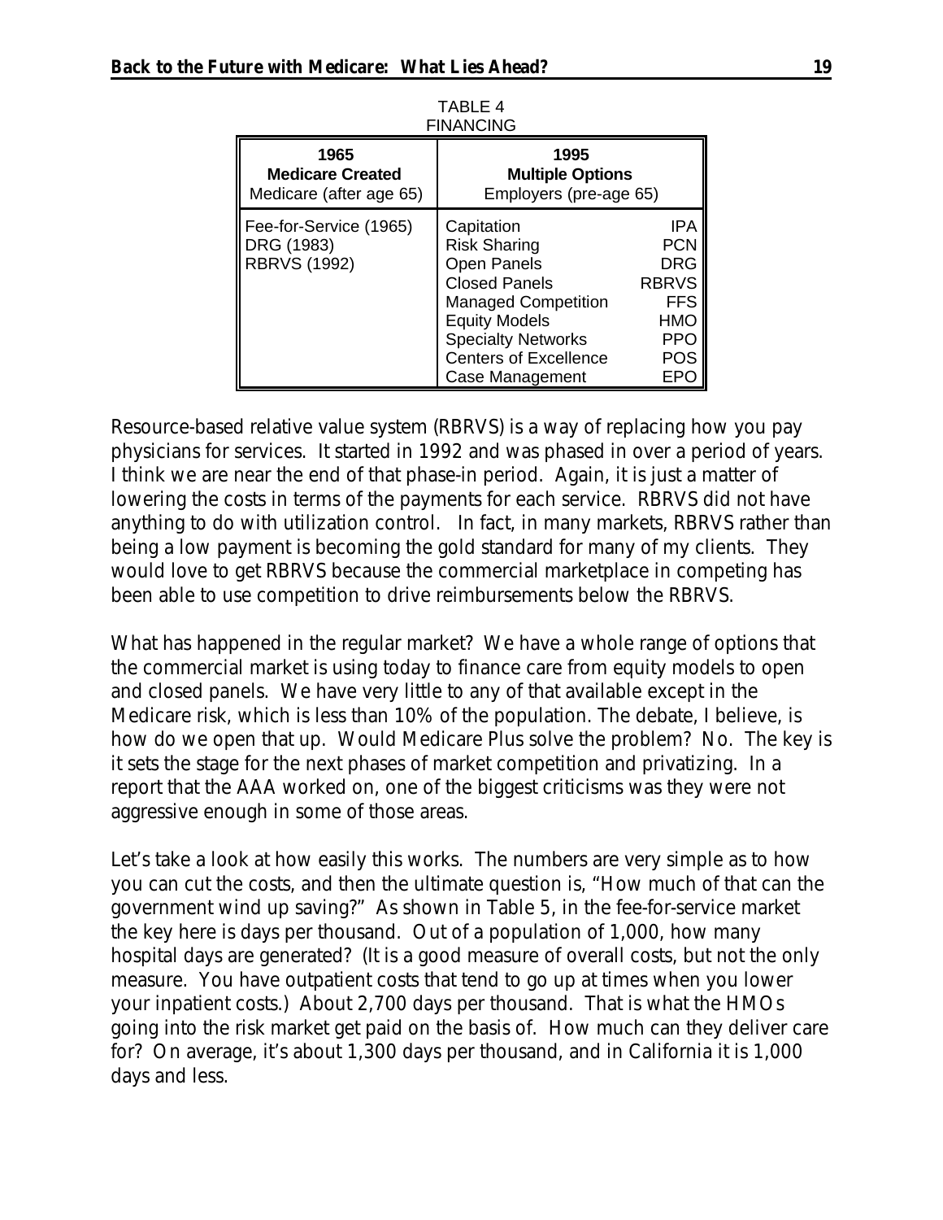TABLE 4
FINANCING

| 1965<br>**Medicare Created**<br>Medicare (after age 65) | 1995<br>**Multiple Options**<br>Employers (pre-age 65) | |
|---|---|---|
| Fee-for-Service (1965)<br>DRG (1983)<br>RBRVS (1992) | Capitation<br>Risk Sharing<br>Open Panels<br>Closed Panels<br>Managed Competition<br>Equity Models<br>Specialty Networks<br>Centers of Excellence<br>Case Management | IPA<br>PCN<br>DRG<br>RBRVS<br>FFS<br>HMO<br>PPO<br>POS<br>EPO |

Resource-based relative value system (RBRVS) is a way of replacing how you pay physicians for services. It started in 1992 and was phased in over a period of years. I think we are near the end of that phase-in period. Again, it is just a matter of lowering the costs in terms of the payments for each service. RBRVS did not have anything to do with utilization control. In fact, in many markets, RBRVS rather than being a low payment is becoming the gold standard for many of my clients. They would love to get RBRVS because the commercial marketplace in competing has been able to use competition to drive reimbursements below the RBRVS.

What has happened in the regular market? We have a whole range of options that the commercial market is using today to finance care from equity models to open and closed panels. We have very little to any of that available except in the Medicare risk, which is less than 10% of the population. The debate, I believe, is how do we open that up. Would Medicare Plus solve the problem? No. The key is it sets the stage for the next phases of market competition and privatizing. In a report that the AAA worked on, one of the biggest criticisms was they were not aggressive enough in some of those areas.

Let's take a look at how easily this works. The numbers are very simple as to how you can cut the costs, and then the ultimate question is, "How much of that can the government wind up saving?" As shown in Table 5, in the fee-for-service market the key here is days per thousand. Out of a population of 1,000, how many hospital days are generated? (It is a good measure of overall costs, but not the only measure. You have outpatient costs that tend to go up at times when you lower your inpatient costs.) About 2,700 days per thousand. That is what the HMOs going into the risk market get paid on the basis of. How much can they deliver care for? On average, it's about 1,300 days per thousand, and in California it is 1,000 days and less.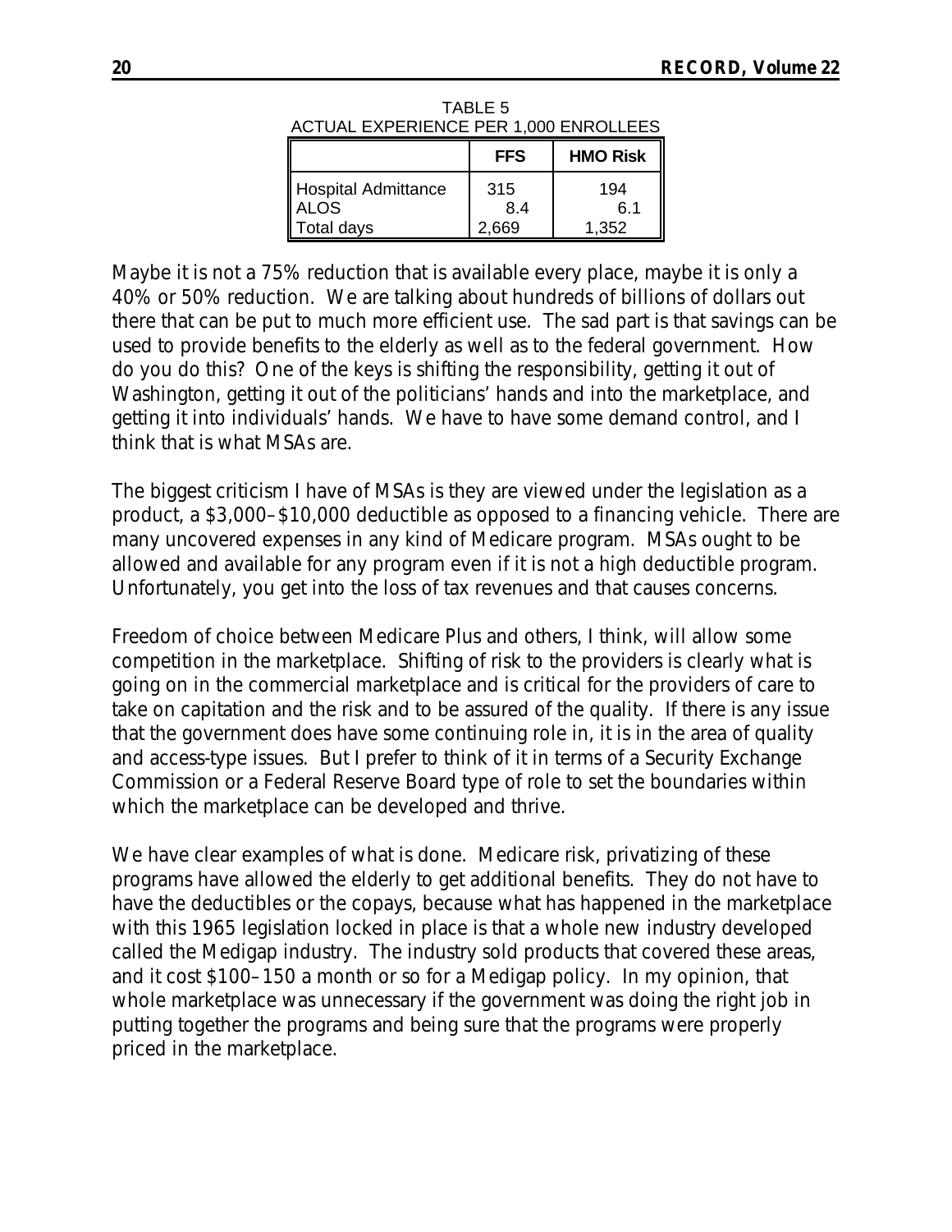TABLE 5
ACTUAL EXPERIENCE PER 1,000 ENROLLEES

| | FFS | HMO Risk |
|---|---|---|
| Hospital Admittance | 315 | 194 |
| ALOS | 8.4 | 6.1 |
| Total days | 2,669 | 1,352 |

Maybe it is not a 75% reduction that is available every place, maybe it is only a 40% or 50% reduction. We are talking about hundreds of billions of dollars out there that can be put to much more efficient use. The sad part is that savings can be used to provide benefits to the elderly as well as to the federal government. How do you do this? One of the keys is shifting the responsibility, getting it out of Washington, getting it out of the politicians' hands and into the marketplace, and getting it into individuals' hands. We have to have some demand control, and I think that is what MSAs are.

The biggest criticism I have of MSAs is they are viewed under the legislation as a product, a $3,000–$10,000 deductible as opposed to a financing vehicle. There are many uncovered expenses in any kind of Medicare program. MSAs ought to be allowed and available for any program even if it is not a high deductible program. Unfortunately, you get into the loss of tax revenues and that causes concerns.

Freedom of choice between Medicare Plus and others, I think, will allow some competition in the marketplace. Shifting of risk to the providers is clearly what is going on in the commercial marketplace and is critical for the providers of care to take on capitation and the risk and to be assured of the quality. If there is any issue that the government does have some continuing role in, it is in the area of quality and access-type issues. But I prefer to think of it in terms of a Security Exchange Commission or a Federal Reserve Board type of role to set the boundaries within which the marketplace can be developed and thrive.

We have clear examples of what is done. Medicare risk, privatizing of these programs have allowed the elderly to get additional benefits. They do not have to have the deductibles or the copays, because what has happened in the marketplace with this 1965 legislation locked in place is that a whole new industry developed called the Medigap industry. The industry sold products that covered these areas, and it cost $100–150 a month or so for a Medigap policy. In my opinion, that whole marketplace was unnecessary if the government was doing the right job in putting together the programs and being sure that the programs were properly priced in the marketplace.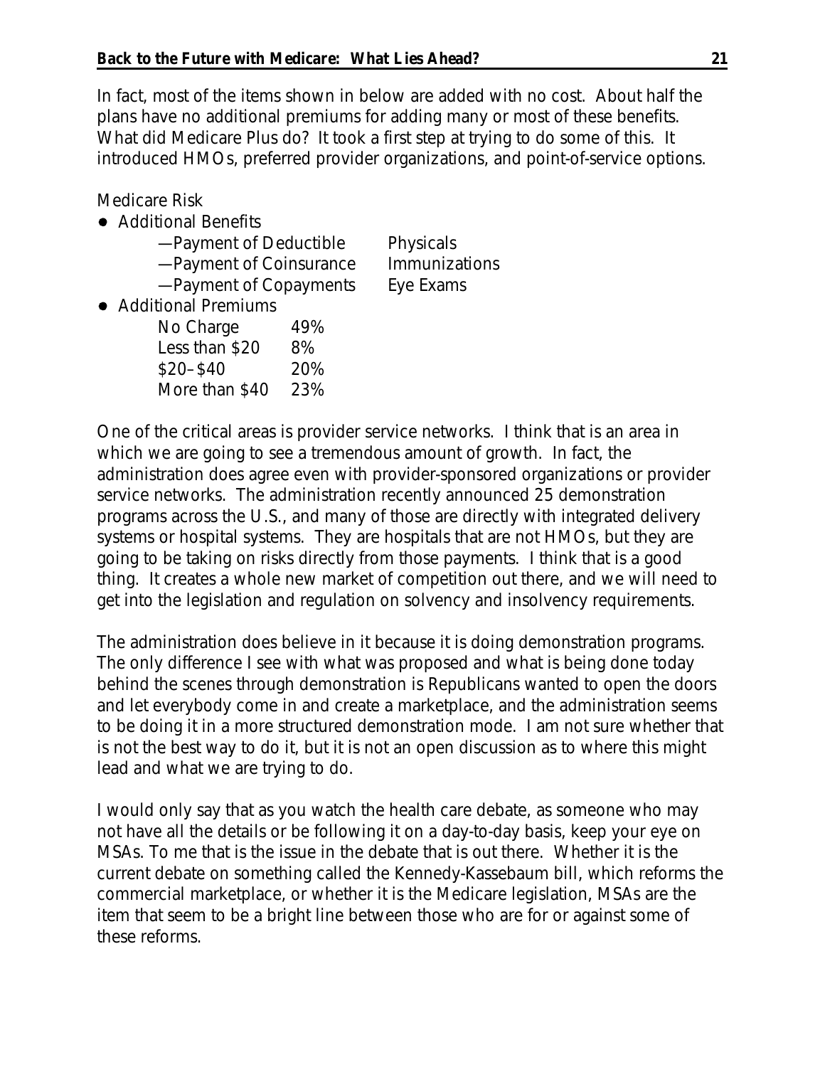In fact, most of the items shown in below are added with no cost. About half the plans have no additional premiums for adding many or most of these benefits. What did Medicare Plus do? It took a first step at trying to do some of this. It introduced HMOs, preferred provider organizations, and point-of-service options.

Medicare Risk

- Additional Benefits
  - —Payment of Deductible — Physicals
  - —Payment of Coinsurance — Immunizations
  - —Payment of Copayments — Eye Exams
- Additional Premiums

| | |
|---|---|
| No Charge | 49% |
| Less than $20 | 8% |
| $20–$40 | 20% |
| More than $40 | 23% |

One of the critical areas is provider service networks. I think that is an area in which we are going to see a tremendous amount of growth. In fact, the administration does agree even with provider-sponsored organizations or provider service networks. The administration recently announced 25 demonstration programs across the U.S., and many of those are directly with integrated delivery systems or hospital systems. They are hospitals that are not HMOs, but they are going to be taking on risks directly from those payments. I think that is a good thing. It creates a whole new market of competition out there, and we will need to get into the legislation and regulation on solvency and insolvency requirements.

The administration does believe in it because it is doing demonstration programs. The only difference I see with what was proposed and what is being done today behind the scenes through demonstration is Republicans wanted to open the doors and let everybody come in and create a marketplace, and the administration seems to be doing it in a more structured demonstration mode. I am not sure whether that is not the best way to do it, but it is not an open discussion as to where this might lead and what we are trying to do.

I would only say that as you watch the health care debate, as someone who may not have all the details or be following it on a day-to-day basis, keep your eye on MSAs. To me that is the issue in the debate that is out there. Whether it is the current debate on something called the Kennedy-Kassebaum bill, which reforms the commercial marketplace, or whether it is the Medicare legislation, MSAs are the item that seem to be a bright line between those who are for or against some of these reforms.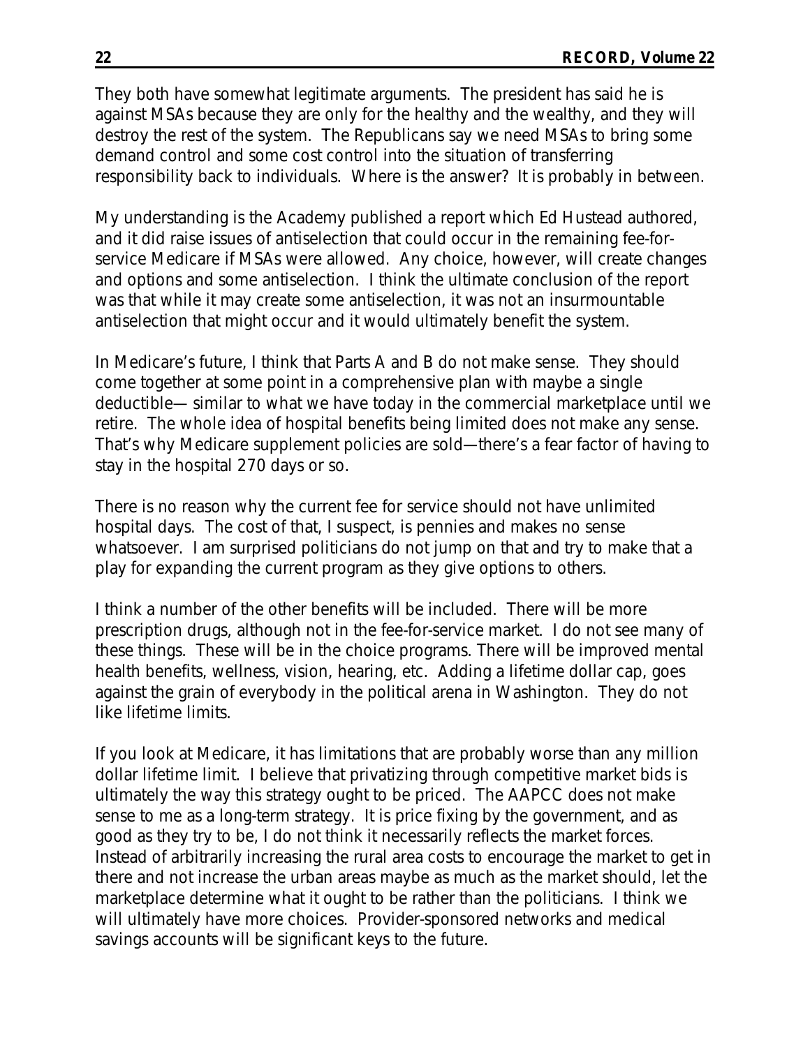They both have somewhat legitimate arguments. The president has said he is against MSAs because they are only for the healthy and the wealthy, and they will destroy the rest of the system. The Republicans say we need MSAs to bring some demand control and some cost control into the situation of transferring responsibility back to individuals. Where is the answer? It is probably in between.

My understanding is the Academy published a report which Ed Hustead authored, and it did raise issues of antiselection that could occur in the remaining fee-for-service Medicare if MSAs were allowed. Any choice, however, will create changes and options and some antiselection. I think the ultimate conclusion of the report was that while it may create some antiselection, it was not an insurmountable antiselection that might occur and it would ultimately benefit the system.

In Medicare's future, I think that Parts A and B do not make sense. They should come together at some point in a comprehensive plan with maybe a single deductible— similar to what we have today in the commercial marketplace until we retire. The whole idea of hospital benefits being limited does not make any sense. That's why Medicare supplement policies are sold—there's a fear factor of having to stay in the hospital 270 days or so.

There is no reason why the current fee for service should not have unlimited hospital days. The cost of that, I suspect, is pennies and makes no sense whatsoever. I am surprised politicians do not jump on that and try to make that a play for expanding the current program as they give options to others.

I think a number of the other benefits will be included. There will be more prescription drugs, although not in the fee-for-service market. I do not see many of these things. These will be in the choice programs. There will be improved mental health benefits, wellness, vision, hearing, etc. Adding a lifetime dollar cap, goes against the grain of everybody in the political arena in Washington. They do not like lifetime limits.

If you look at Medicare, it has limitations that are probably worse than any million dollar lifetime limit. I believe that privatizing through competitive market bids is ultimately the way this strategy ought to be priced. The AAPCC does not make sense to me as a long-term strategy. It is price fixing by the government, and as good as they try to be, I do not think it necessarily reflects the market forces. Instead of arbitrarily increasing the rural area costs to encourage the market to get in there and not increase the urban areas maybe as much as the market should, let the marketplace determine what it ought to be rather than the politicians. I think we will ultimately have more choices. Provider-sponsored networks and medical savings accounts will be significant keys to the future.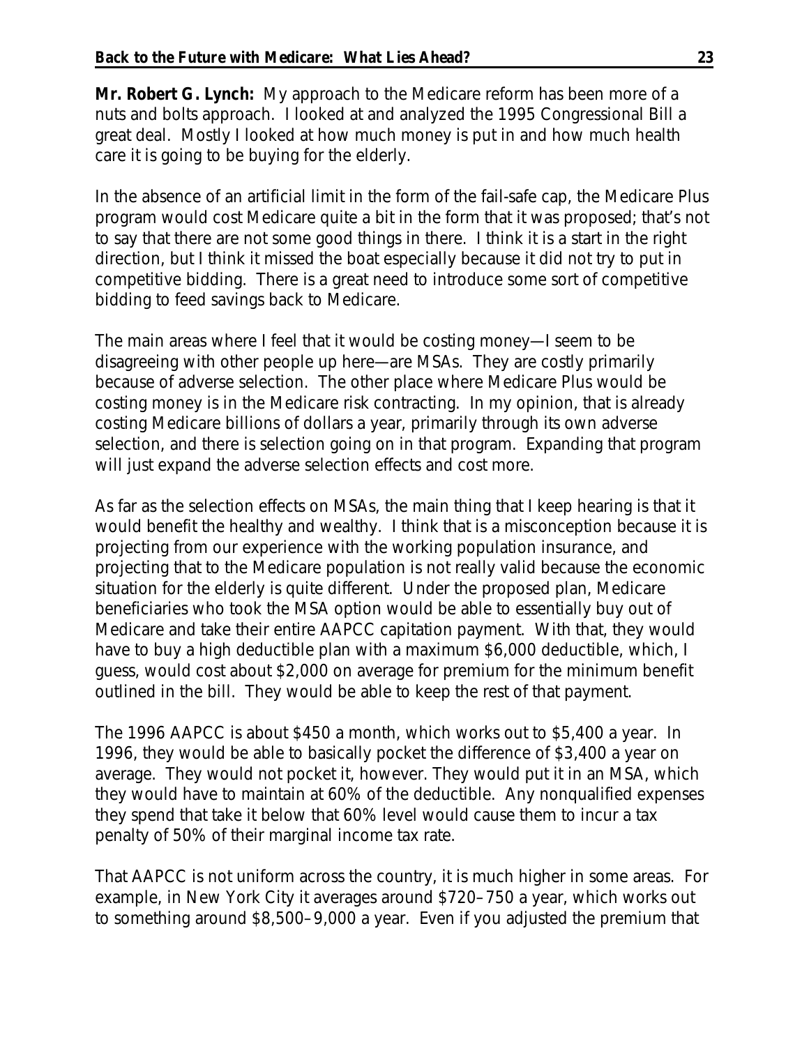**Mr. Robert G. Lynch:** My approach to the Medicare reform has been more of a nuts and bolts approach. I looked at and analyzed the 1995 Congressional Bill a great deal. Mostly I looked at how much money is put in and how much health care it is going to be buying for the elderly.

In the absence of an artificial limit in the form of the fail-safe cap, the Medicare Plus program would cost Medicare quite a bit in the form that it was proposed; that's not to say that there are not some good things in there. I think it is a start in the right direction, but I think it missed the boat especially because it did not try to put in competitive bidding. There is a great need to introduce some sort of competitive bidding to feed savings back to Medicare.

The main areas where I feel that it would be costing money—I seem to be disagreeing with other people up here—are MSAs. They are costly primarily because of adverse selection. The other place where Medicare Plus would be costing money is in the Medicare risk contracting. In my opinion, that is already costing Medicare billions of dollars a year, primarily through its own adverse selection, and there is selection going on in that program. Expanding that program will just expand the adverse selection effects and cost more.

As far as the selection effects on MSAs, the main thing that I keep hearing is that it would benefit the healthy and wealthy. I think that is a misconception because it is projecting from our experience with the working population insurance, and projecting that to the Medicare population is not really valid because the economic situation for the elderly is quite different. Under the proposed plan, Medicare beneficiaries who took the MSA option would be able to essentially buy out of Medicare and take their entire AAPCC capitation payment. With that, they would have to buy a high deductible plan with a maximum $6,000 deductible, which, I guess, would cost about $2,000 on average for premium for the minimum benefit outlined in the bill. They would be able to keep the rest of that payment.

The 1996 AAPCC is about $450 a month, which works out to $5,400 a year. In 1996, they would be able to basically pocket the difference of $3,400 a year on average. They would not pocket it, however. They would put it in an MSA, which they would have to maintain at 60% of the deductible. Any nonqualified expenses they spend that take it below that 60% level would cause them to incur a tax penalty of 50% of their marginal income tax rate.

That AAPCC is not uniform across the country, it is much higher in some areas. For example, in New York City it averages around $720–750 a year, which works out to something around $8,500–9,000 a year. Even if you adjusted the premium that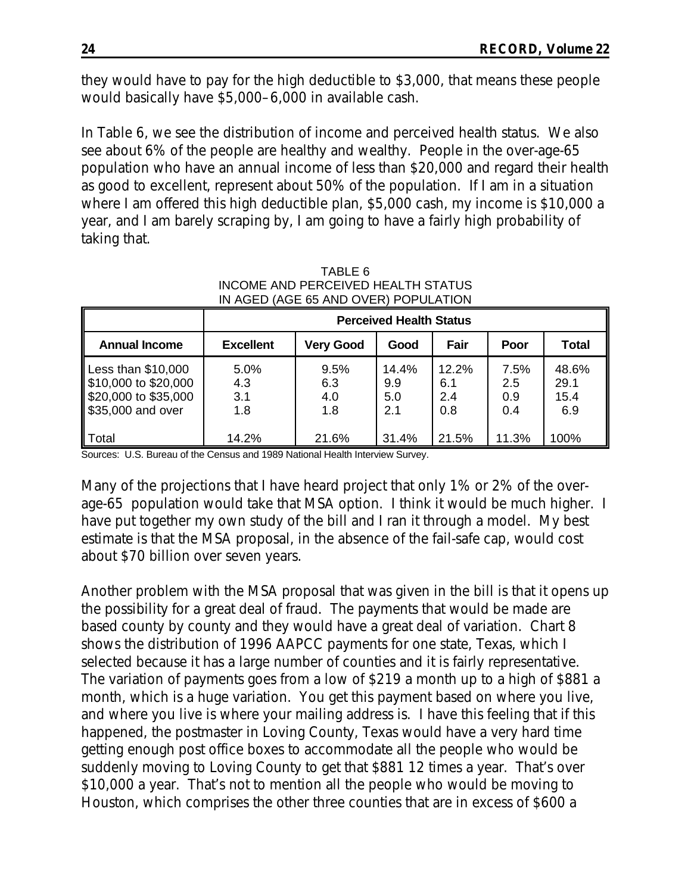they would have to pay for the high deductible to $3,000, that means these people would basically have $5,000–6,000 in available cash.

In Table 6, we see the distribution of income and perceived health status. We also see about 6% of the people are healthy and wealthy. People in the over-age-65 population who have an annual income of less than $20,000 and regard their health as good to excellent, represent about 50% of the population. If I am in a situation where I am offered this high deductible plan, $5,000 cash, my income is $10,000 a year, and I am barely scraping by, I am going to have a fairly high probability of taking that.

TABLE 6
INCOME AND PERCEIVED HEALTH STATUS
IN AGED (AGE 65 AND OVER) POPULATION

| | Perceived Health Status | | | | | |
|---|---|---|---|---|---|---|
| **Annual Income** | **Excellent** | **Very Good** | **Good** | **Fair** | **Poor** | **Total** |
| Less than $10,000 | 5.0% | 9.5% | 14.4% | 12.2% | 7.5% | 48.6% |
| $10,000 to $20,000 | 4.3 | 6.3 | 9.9 | 6.1 | 2.5 | 29.1 |
| $20,000 to $35,000 | 3.1 | 4.0 | 5.0 | 2.4 | 0.9 | 15.4 |
| $35,000 and over | 1.8 | 1.8 | 2.1 | 0.8 | 0.4 | 6.9 |
| Total | 14.2% | 21.6% | 31.4% | 21.5% | 11.3% | 100% |

Sources: U.S. Bureau of the Census and 1989 National Health Interview Survey.

Many of the projections that I have heard project that only 1% or 2% of the over-age-65 population would take that MSA option. I think it would be much higher. I have put together my own study of the bill and I ran it through a model. My best estimate is that the MSA proposal, in the absence of the fail-safe cap, would cost about $70 billion over seven years.

Another problem with the MSA proposal that was given in the bill is that it opens up the possibility for a great deal of fraud. The payments that would be made are based county by county and they would have a great deal of variation. Chart 8 shows the distribution of 1996 AAPCC payments for one state, Texas, which I selected because it has a large number of counties and it is fairly representative. The variation of payments goes from a low of $219 a month up to a high of $881 a month, which is a huge variation. You get this payment based on where you live, and where you live is where your mailing address is. I have this feeling that if this happened, the postmaster in Loving County, Texas would have a very hard time getting enough post office boxes to accommodate all the people who would be suddenly moving to Loving County to get that $881 12 times a year. That's over $10,000 a year. That's not to mention all the people who would be moving to Houston, which comprises the other three counties that are in excess of $600 a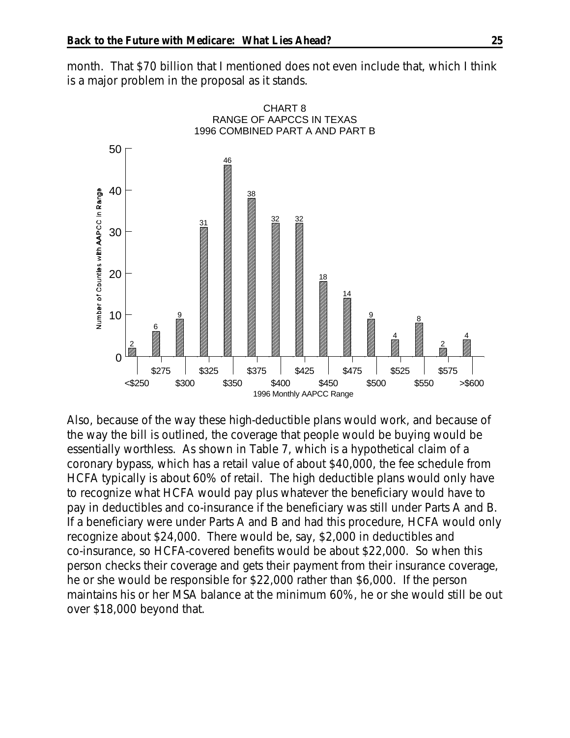month. That $70 billion that I mentioned does not even include that, which I think is a major problem in the proposal as it stands.

CHART 8
RANGE OF AAPCCS IN TEXAS
1996 COMBINED PART A AND PART B

| 1996 Monthly AAPCC Range | Number of Counties with AAPCC in Range |
|---|---|
| <$250 | 2 |
| $275 | 6 |
| $300 | 9 |
| $325 | 31 |
| $350 | 46 |
| $375 | 38 |
| $400 | 32 |
| $425 | 32 |
| $450 | 18 |
| $475 | 14 |
| $500 | 9 |
| $525 | 4 |
| $550 | 8 |
| $575 | 2 |
| >$600 | 4 |

Also, because of the way these high-deductible plans would work, and because of the way the bill is outlined, the coverage that people would be buying would be essentially worthless. As shown in Table 7, which is a hypothetical claim of a coronary bypass, which has a retail value of about $40,000, the fee schedule from HCFA typically is about 60% of retail. The high deductible plans would only have to recognize what HCFA would pay plus whatever the beneficiary would have to pay in deductibles and co-insurance if the beneficiary was still under Parts A and B. If a beneficiary were under Parts A and B and had this procedure, HCFA would only recognize about $24,000. There would be, say, $2,000 in deductibles and co-insurance, so HCFA-covered benefits would be about $22,000. So when this person checks their coverage and gets their payment from their insurance coverage, he or she would be responsible for $22,000 rather than $6,000. If the person maintains his or her MSA balance at the minimum 60%, he or she would still be out over $18,000 beyond that.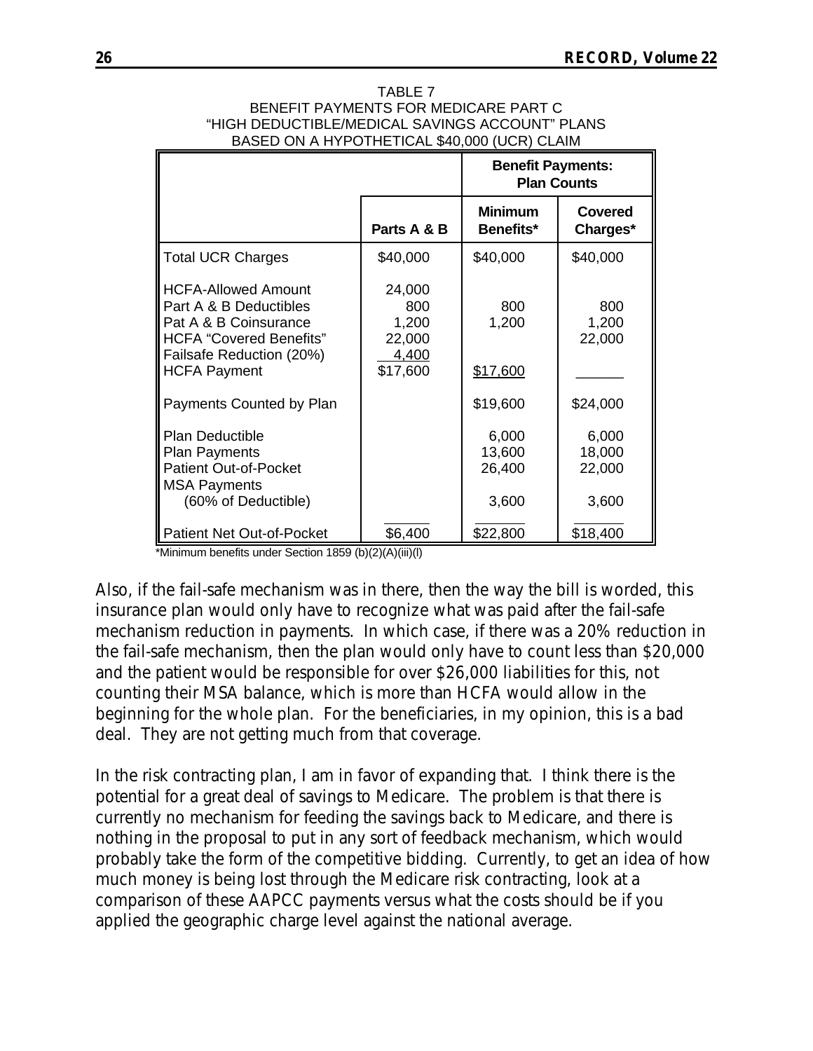TABLE 7
BENEFIT PAYMENTS FOR MEDICARE PART C
"HIGH DEDUCTIBLE/MEDICAL SAVINGS ACCOUNT" PLANS
BASED ON A HYPOTHETICAL $40,000 (UCR) CLAIM

| | | Benefit Payments: Plan Counts | |
|---|---|---|---|
| | Parts A & B | Minimum Benefits* | Covered Charges* |
| Total UCR Charges | $40,000 | $40,000 | $40,000 |
| HCFA-Allowed Amount | 24,000 | | |
| Part A & B Deductibles | 800 | 800 | 800 |
| Pat A & B Coinsurance | 1,200 | 1,200 | 1,200 |
| HCFA "Covered Benefits" | 22,000 | | 22,000 |
| Failsafe Reduction (20%) | 4,400 | | |
| HCFA Payment | $17,600 | $17,600 | |
| Payments Counted by Plan | | $19,600 | $24,000 |
| Plan Deductible | | 6,000 | 6,000 |
| Plan Payments | | 13,600 | 18,000 |
| Patient Out-of-Pocket | | 26,400 | 22,000 |
| MSA Payments (60% of Deductible) | | 3,600 | 3,600 |
| Patient Net Out-of-Pocket | $6,400 | $22,800 | $18,400 |

*Minimum benefits under Section 1859 (b)(2)(A)(iii)(I)

Also, if the fail-safe mechanism was in there, then the way the bill is worded, this insurance plan would only have to recognize what was paid after the fail-safe mechanism reduction in payments. In which case, if there was a 20% reduction in the fail-safe mechanism, then the plan would only have to count less than $20,000 and the patient would be responsible for over $26,000 liabilities for this, not counting their MSA balance, which is more than HCFA would allow in the beginning for the whole plan. For the beneficiaries, in my opinion, this is a bad deal. They are not getting much from that coverage.

In the risk contracting plan, I am in favor of expanding that. I think there is the potential for a great deal of savings to Medicare. The problem is that there is currently no mechanism for feeding the savings back to Medicare, and there is nothing in the proposal to put in any sort of feedback mechanism, which would probably take the form of the competitive bidding. Currently, to get an idea of how much money is being lost through the Medicare risk contracting, look at a comparison of these AAPCC payments versus what the costs should be if you applied the geographic charge level against the national average.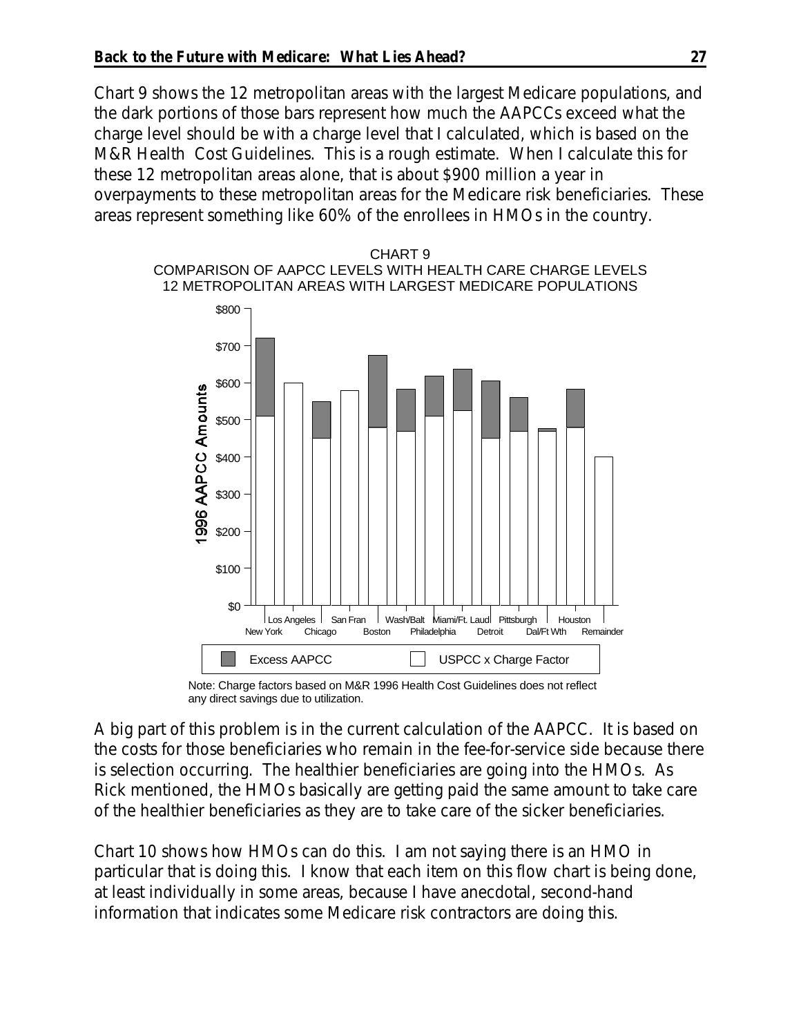Chart 9 shows the 12 metropolitan areas with the largest Medicare populations, and the dark portions of those bars represent how much the AAPCCs exceed what the charge level should be with a charge level that I calculated, which is based on the M&R Health Cost Guidelines. This is a rough estimate. When I calculate this for these 12 metropolitan areas alone, that is about $900 million a year in overpayments to these metropolitan areas for the Medicare risk beneficiaries. These areas represent something like 60% of the enrollees in HMOs in the country.

CHART 9
COMPARISON OF AAPCC LEVELS WITH HEALTH CARE CHARGE LEVELS
12 METROPOLITAN AREAS WITH LARGEST MEDICARE POPULATIONS

Note: Charge factors based on M&R 1996 Health Cost Guidelines does not reflect any direct savings due to utilization.

A big part of this problem is in the current calculation of the AAPCC. It is based on the costs for those beneficiaries who remain in the fee-for-service side because there is selection occurring. The healthier beneficiaries are going into the HMOs. As Rick mentioned, the HMOs basically are getting paid the same amount to take care of the healthier beneficiaries as they are to take care of the sicker beneficiaries.

Chart 10 shows how HMOs can do this. I am not saying there is an HMO in particular that is doing this. I know that each item on this flow chart is being done, at least individually in some areas, because I have anecdotal, second-hand information that indicates some Medicare risk contractors are doing this.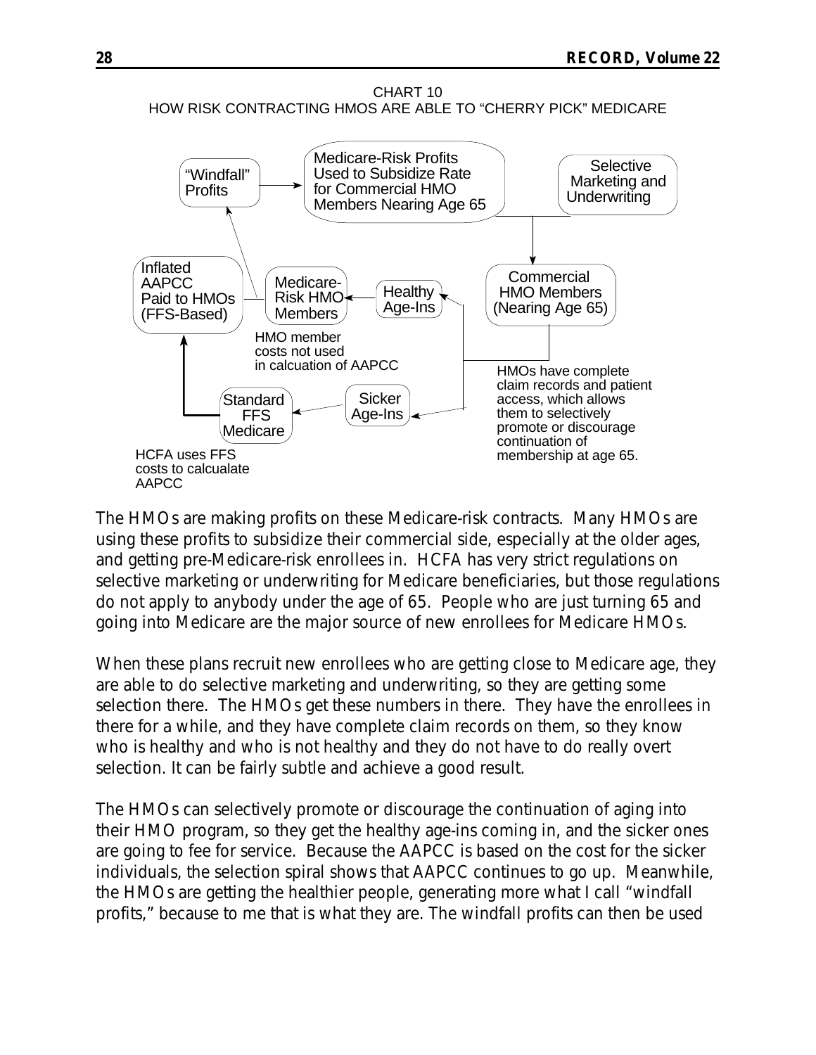CHART 10
HOW RISK CONTRACTING HMOS ARE ABLE TO "CHERRY PICK" MEDICARE

"Windfall" Profits

Medicare-Risk Profits Used to Subsidize Rate for Commercial HMO Members Nearing Age 65

Selective Marketing and Underwriting

Inflated AAPCC Paid to HMOs (FFS-Based)

Medicare-Risk HMO Members

Healthy Age-Ins

Commercial HMO Members (Nearing Age 65)

HMO member costs not used in calcuation of AAPCC

HMOs have complete claim records and patient access, which allows them to selectively promote or discourage continuation of membership at age 65.

Standard FFS Medicare

Sicker Age-Ins

HCFA uses FFS costs to calcualate AAPCC

The HMOs are making profits on these Medicare-risk contracts. Many HMOs are using these profits to subsidize their commercial side, especially at the older ages, and getting pre-Medicare-risk enrollees in. HCFA has very strict regulations on selective marketing or underwriting for Medicare beneficiaries, but those regulations do not apply to anybody under the age of 65. People who are just turning 65 and going into Medicare are the major source of new enrollees for Medicare HMOs.

When these plans recruit new enrollees who are getting close to Medicare age, they are able to do selective marketing and underwriting, so they are getting some selection there. The HMOs get these numbers in there. They have the enrollees in there for a while, and they have complete claim records on them, so they know who is healthy and who is not healthy and they do not have to do really overt selection. It can be fairly subtle and achieve a good result.

The HMOs can selectively promote or discourage the continuation of aging into their HMO program, so they get the healthy age-ins coming in, and the sicker ones are going to fee for service. Because the AAPCC is based on the cost for the sicker individuals, the selection spiral shows that AAPCC continues to go up. Meanwhile, the HMOs are getting the healthier people, generating more what I call "windfall profits," because to me that is what they are. The windfall profits can then be used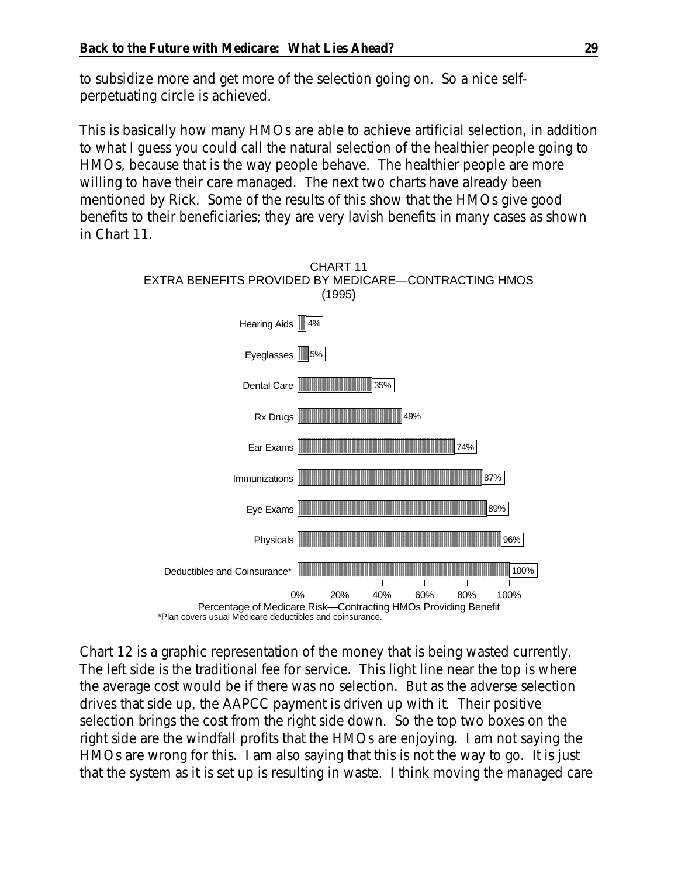to subsidize more and get more of the selection going on. So a nice self-perpetuating circle is achieved.

This is basically how many HMOs are able to achieve artificial selection, in addition to what I guess you could call the natural selection of the healthier people going to HMOs, because that is the way people behave. The healthier people are more willing to have their care managed. The next two charts have already been mentioned by Rick. Some of the results of this show that the HMOs give good benefits to their beneficiaries; they are very lavish benefits in many cases as shown in Chart 11.

CHART 11
EXTRA BENEFITS PROVIDED BY MEDICARE—CONTRACTING HMOS
(1995)

| Benefit | Percentage of Medicare Risk—Contracting HMOs Providing Benefit |
| --- | --- |
| Hearing Aids | 4% |
| Eyeglasses | 5% |
| Dental Care | 35% |
| Rx Drugs | 49% |
| Ear Exams | 74% |
| Immunizations | 87% |
| Eye Exams | 89% |
| Physicals | 96% |
| Deductibles and Coinsurance* | 100% |

*Plan covers usual Medicare deductibles and coinsurance.

Chart 12 is a graphic representation of the money that is being wasted currently. The left side is the traditional fee for service. This light line near the top is where the average cost would be if there was no selection. But as the adverse selection drives that side up, the AAPCC payment is driven up with it. Their positive selection brings the cost from the right side down. So the top two boxes on the right side are the windfall profits that the HMOs are enjoying. I am not saying the HMOs are wrong for this. I am also saying that this is not the way to go. It is just that the system as it is set up is resulting in waste. I think moving the managed care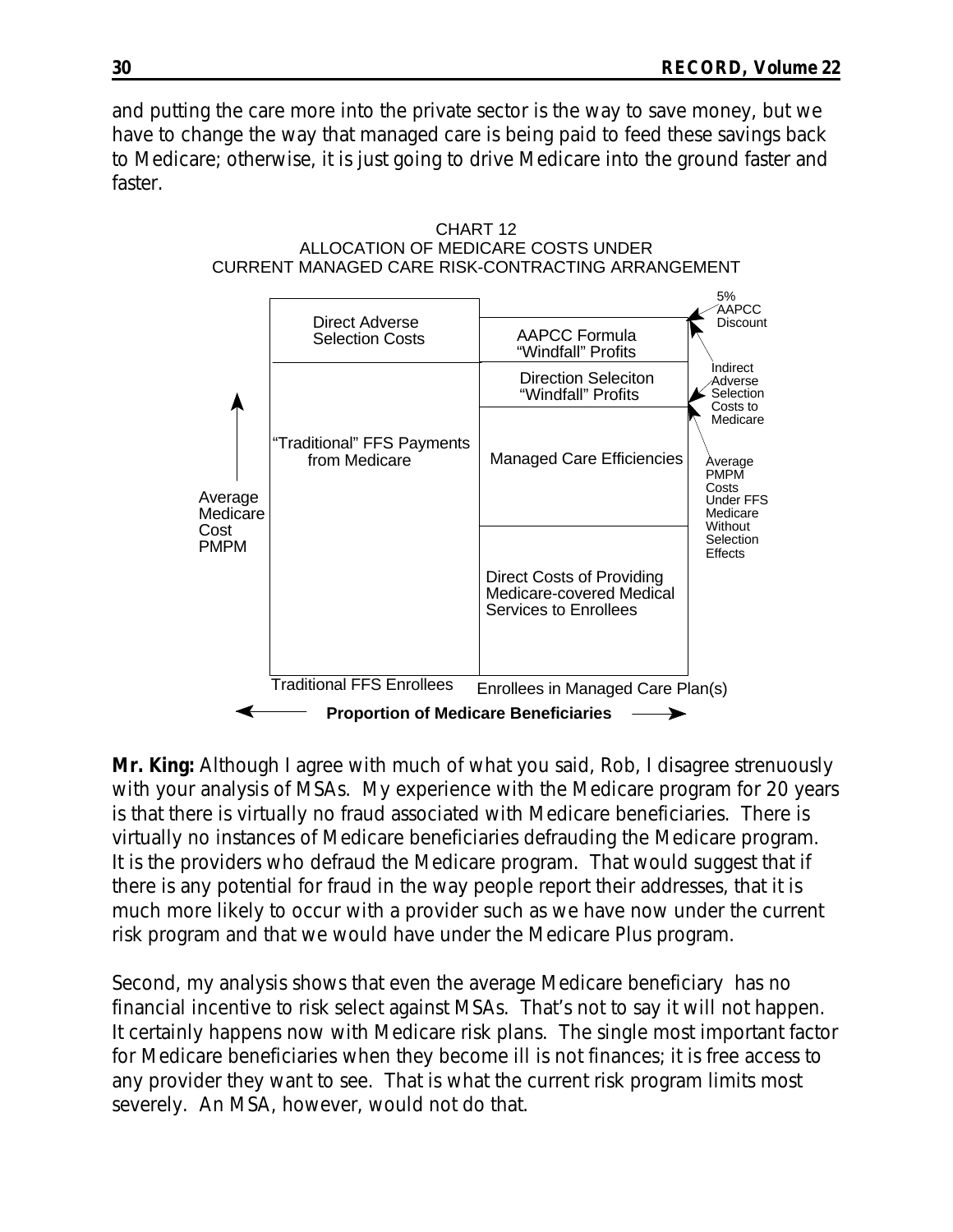and putting the care more into the private sector is the way to save money, but we have to change the way that managed care is being paid to feed these savings back to Medicare; otherwise, it is just going to drive Medicare into the ground faster and faster.

CHART 12
ALLOCATION OF MEDICARE COSTS UNDER
CURRENT MANAGED CARE RISK-CONTRACTING ARRANGEMENT

| Traditional FFS Enrollees | Enrollees in Managed Care Plan(s) |
|---|---|
| Direct Adverse Selection Costs | AAPCC Formula "Windfall" Profits |
| "Traditional" FFS Payments from Medicare | Direction Seleciton "Windfall" Profits |
| | Managed Care Efficiencies |
| | Direct Costs of Providing Medicare-covered Medical Services to Enrollees |

Side labels: 5% AAPCC Discount; Indirect Adverse Selection Costs to Medicare; Average PMPM Costs Under FFS Medicare Without Selection Effects

Vertical axis: Average Medicare Cost PMPM

Horizontal axis: Proportion of Medicare Beneficiaries

**Mr. King:** Although I agree with much of what you said, Rob, I disagree strenuously with your analysis of MSAs. My experience with the Medicare program for 20 years is that there is virtually no fraud associated with Medicare beneficiaries. There is virtually no instances of Medicare beneficiaries defrauding the Medicare program. It is the providers who defraud the Medicare program. That would suggest that if there is any potential for fraud in the way people report their addresses, that it is much more likely to occur with a provider such as we have now under the current risk program and that we would have under the Medicare Plus program.

Second, my analysis shows that even the average Medicare beneficiary has no financial incentive to risk select against MSAs. That's not to say it will not happen. It certainly happens now with Medicare risk plans. The single most important factor for Medicare beneficiaries when they become ill is not finances; it is free access to any provider they want to see. That is what the current risk program limits most severely. An MSA, however, would not do that.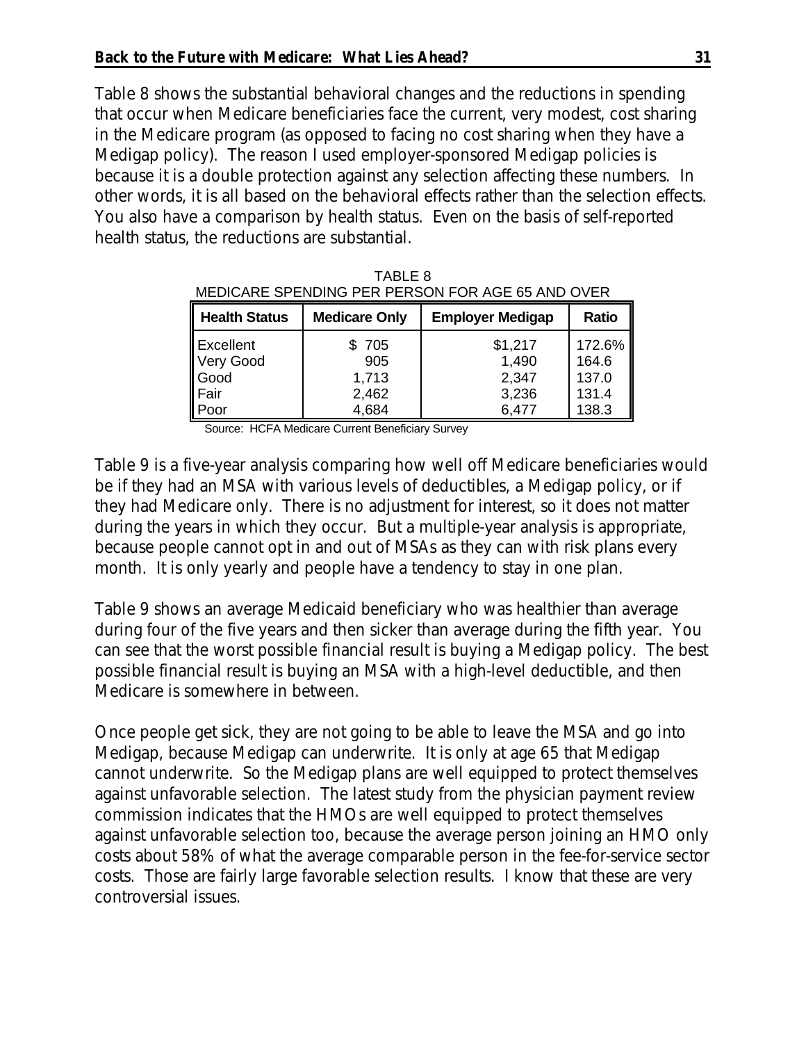Table 8 shows the substantial behavioral changes and the reductions in spending that occur when Medicare beneficiaries face the current, very modest, cost sharing in the Medicare program (as opposed to facing no cost sharing when they have a Medigap policy). The reason I used employer-sponsored Medigap policies is because it is a double protection against any selection affecting these numbers. In other words, it is all based on the behavioral effects rather than the selection effects. You also have a comparison by health status. Even on the basis of self-reported health status, the reductions are substantial.

TABLE 8
MEDICARE SPENDING PER PERSON FOR AGE 65 AND OVER

| Health Status | Medicare Only | Employer Medigap | Ratio |
|---|---|---|---|
| Excellent | $ 705 | $1,217 | 172.6% |
| Very Good | 905 | 1,490 | 164.6 |
| Good | 1,713 | 2,347 | 137.0 |
| Fair | 2,462 | 3,236 | 131.4 |
| Poor | 4,684 | 6,477 | 138.3 |

Source: HCFA Medicare Current Beneficiary Survey

Table 9 is a five-year analysis comparing how well off Medicare beneficiaries would be if they had an MSA with various levels of deductibles, a Medigap policy, or if they had Medicare only. There is no adjustment for interest, so it does not matter during the years in which they occur. But a multiple-year analysis is appropriate, because people cannot opt in and out of MSAs as they can with risk plans every month. It is only yearly and people have a tendency to stay in one plan.

Table 9 shows an average Medicaid beneficiary who was healthier than average during four of the five years and then sicker than average during the fifth year. You can see that the worst possible financial result is buying a Medigap policy. The best possible financial result is buying an MSA with a high-level deductible, and then Medicare is somewhere in between.

Once people get sick, they are not going to be able to leave the MSA and go into Medigap, because Medigap can underwrite. It is only at age 65 that Medigap cannot underwrite. So the Medigap plans are well equipped to protect themselves against unfavorable selection. The latest study from the physician payment review commission indicates that the HMOs are well equipped to protect themselves against unfavorable selection too, because the average person joining an HMO only costs about 58% of what the average comparable person in the fee-for-service sector costs. Those are fairly large favorable selection results. I know that these are very controversial issues.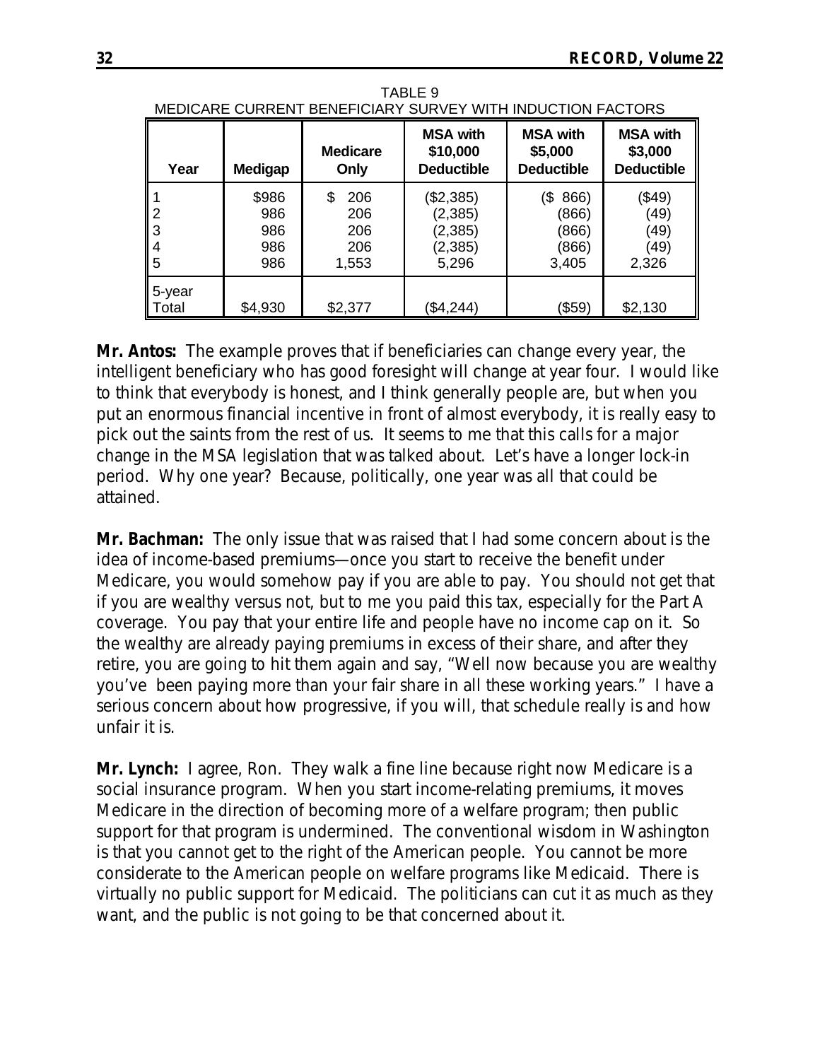TABLE 9
MEDICARE CURRENT BENEFICIARY SURVEY WITH INDUCTION FACTORS

| Year | Medigap | Medicare Only | MSA with \$10,000 Deductible | MSA with \$5,000 Deductible | MSA with \$3,000 Deductible |
|---|---|---|---|---|---|
| 1 | \$986 | \$ 206 | (\$2,385) | (\$ 866) | (\$49) |
| 2 | 986 | 206 | (2,385) | (866) | (49) |
| 3 | 986 | 206 | (2,385) | (866) | (49) |
| 4 | 986 | 206 | (2,385) | (866) | (49) |
| 5 | 986 | 1,553 | 5,296 | 3,405 | 2,326 |
| 5-year Total | \$4,930 | \$2,377 | (\$4,244) | (\$59) | \$2,130 |

**Mr. Antos:** The example proves that if beneficiaries can change every year, the intelligent beneficiary who has good foresight will change at year four. I would like to think that everybody is honest, and I think generally people are, but when you put an enormous financial incentive in front of almost everybody, it is really easy to pick out the saints from the rest of us. It seems to me that this calls for a major change in the MSA legislation that was talked about. Let's have a longer lock-in period. Why one year? Because, politically, one year was all that could be attained.

**Mr. Bachman:** The only issue that was raised that I had some concern about is the idea of income-based premiums—once you start to receive the benefit under Medicare, you would somehow pay if you are able to pay. You should not get that if you are wealthy versus not, but to me you paid this tax, especially for the Part A coverage. You pay that your entire life and people have no income cap on it. So the wealthy are already paying premiums in excess of their share, and after they retire, you are going to hit them again and say, "Well now because you are wealthy you've been paying more than your fair share in all these working years." I have a serious concern about how progressive, if you will, that schedule really is and how unfair it is.

**Mr. Lynch:** I agree, Ron. They walk a fine line because right now Medicare is a social insurance program. When you start income-relating premiums, it moves Medicare in the direction of becoming more of a welfare program; then public support for that program is undermined. The conventional wisdom in Washington is that you cannot get to the right of the American people. You cannot be more considerate to the American people on welfare programs like Medicaid. There is virtually no public support for Medicaid. The politicians can cut it as much as they want, and the public is not going to be that concerned about it.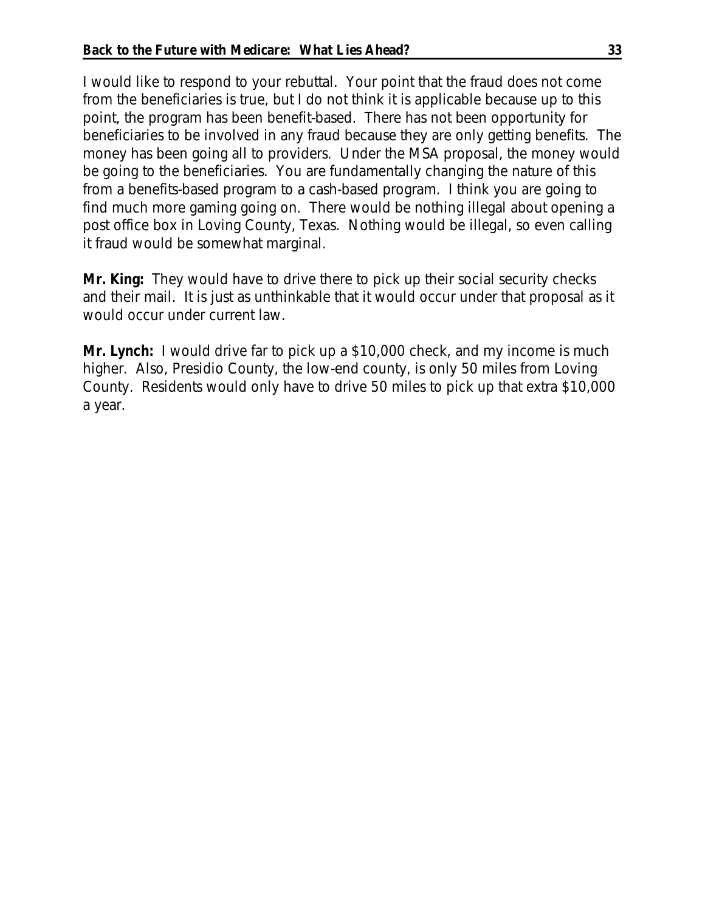I would like to respond to your rebuttal. Your point that the fraud does not come from the beneficiaries is true, but I do not think it is applicable because up to this point, the program has been benefit-based. There has not been opportunity for beneficiaries to be involved in any fraud because they are only getting benefits. The money has been going all to providers. Under the MSA proposal, the money would be going to the beneficiaries. You are fundamentally changing the nature of this from a benefits-based program to a cash-based program. I think you are going to find much more gaming going on. There would be nothing illegal about opening a post office box in Loving County, Texas. Nothing would be illegal, so even calling it fraud would be somewhat marginal.

**Mr. King:** They would have to drive there to pick up their social security checks and their mail. It is just as unthinkable that it would occur under that proposal as it would occur under current law.

**Mr. Lynch:** I would drive far to pick up a $10,000 check, and my income is much higher. Also, Presidio County, the low-end county, is only 50 miles from Loving County. Residents would only have to drive 50 miles to pick up that extra $10,000 a year.